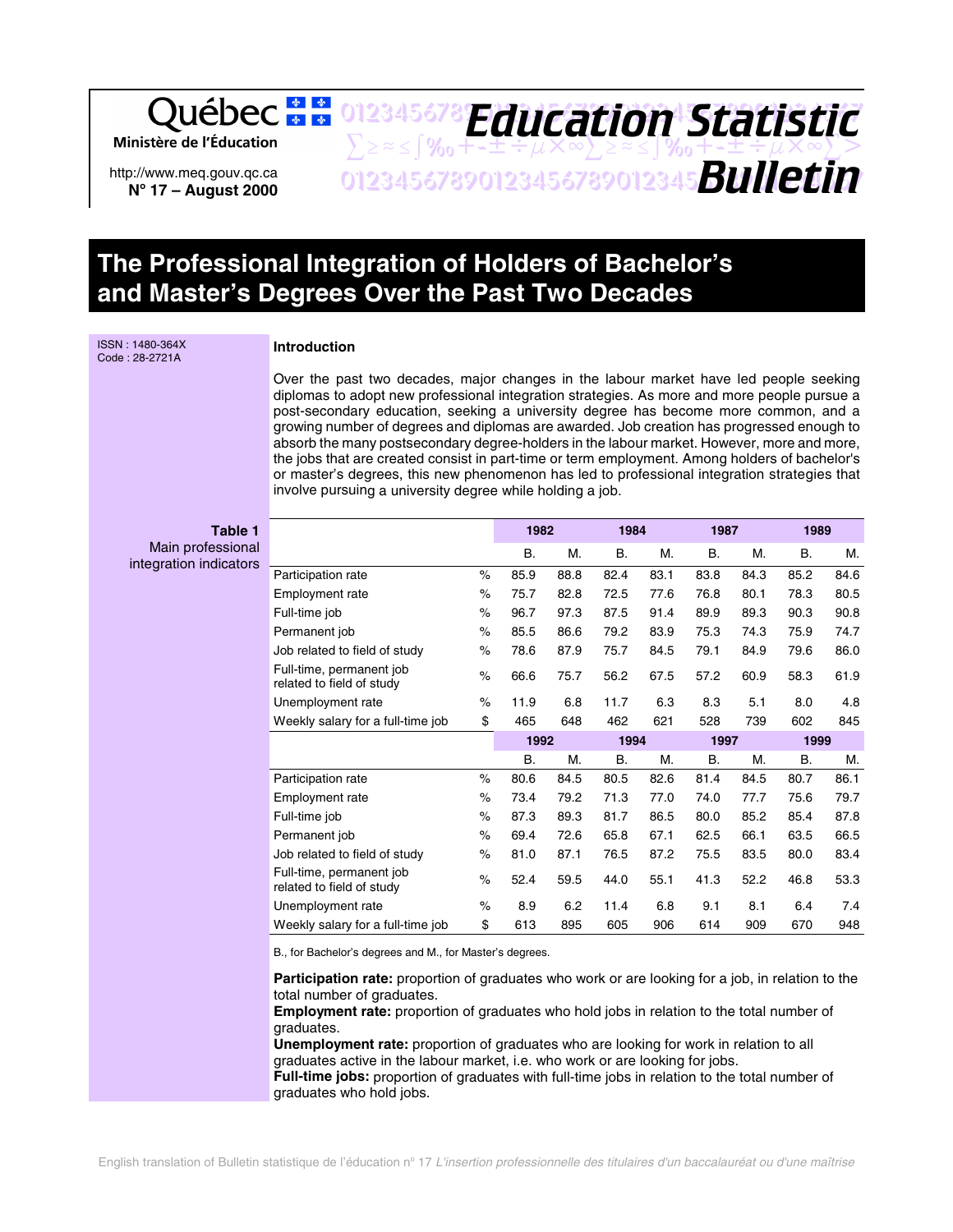Québec Ministère de l'Éducation

http://www.meq.gouv.qc.ca
**Nº 17 – August 2000**

# Education Statistic Bulletin

# The Professional Integration of Holders of Bachelor's and Master's Degrees Over the Past Two Decades

ISSN : 1480-364X
Code : 28-2721A

## Introduction

Over the past two decades, major changes in the labour market have led people seeking diplomas to adopt new professional integration strategies. As more and more people pursue a post-secondary education, seeking a university degree has become more common, and a growing number of degrees and diplomas are awarded. Job creation has progressed enough to absorb the many postsecondary degree-holders in the labour market. However, more and more, the jobs that are created consist in part-time or term employment. Among holders of bachelor's or master's degrees, this new phenomenon has led to professional integration strategies that involve pursuing a university degree while holding a job.

**Table 1**
Main professional integration indicators

| | | 1982 | | 1984 | | 1987 | | 1989 | |
|---|---|---|---|---|---|---|---|---|---|
| | | B. | M. | B. | M. | B. | M. | B. | M. |
| Participation rate | % | 85.9 | 88.8 | 82.4 | 83.1 | 83.8 | 84.3 | 85.2 | 84.6 |
| Employment rate | % | 75.7 | 82.8 | 72.5 | 77.6 | 76.8 | 80.1 | 78.3 | 80.5 |
| Full-time job | % | 96.7 | 97.3 | 87.5 | 91.4 | 89.9 | 89.3 | 90.3 | 90.8 |
| Permanent job | % | 85.5 | 86.6 | 79.2 | 83.9 | 75.3 | 74.3 | 75.9 | 74.7 |
| Job related to field of study | % | 78.6 | 87.9 | 75.7 | 84.5 | 79.1 | 84.9 | 79.6 | 86.0 |
| Full-time, permanent job related to field of study | % | 66.6 | 75.7 | 56.2 | 67.5 | 57.2 | 60.9 | 58.3 | 61.9 |
| Unemployment rate | % | 11.9 | 6.8 | 11.7 | 6.3 | 8.3 | 5.1 | 8.0 | 4.8 |
| Weekly salary for a full-time job | $ | 465 | 648 | 462 | 621 | 528 | 739 | 602 | 845 |
| | | **1992** | | **1994** | | **1997** | | **1999** | |
| | | B. | M. | B. | M. | B. | M. | B. | M. |
| Participation rate | % | 80.6 | 84.5 | 80.5 | 82.6 | 81.4 | 84.5 | 80.7 | 86.1 |
| Employment rate | % | 73.4 | 79.2 | 71.3 | 77.0 | 74.0 | 77.7 | 75.6 | 79.7 |
| Full-time job | % | 87.3 | 89.3 | 81.7 | 86.5 | 80.0 | 85.2 | 85.4 | 87.8 |
| Permanent job | % | 69.4 | 72.6 | 65.8 | 67.1 | 62.5 | 66.1 | 63.5 | 66.5 |
| Job related to field of study | % | 81.0 | 87.1 | 76.5 | 87.2 | 75.5 | 83.5 | 80.0 | 83.4 |
| Full-time, permanent job related to field of study | % | 52.4 | 59.5 | 44.0 | 55.1 | 41.3 | 52.2 | 46.8 | 53.3 |
| Unemployment rate | % | 8.9 | 6.2 | 11.4 | 6.8 | 9.1 | 8.1 | 6.4 | 7.4 |
| Weekly salary for a full-time job | $ | 613 | 895 | 605 | 906 | 614 | 909 | 670 | 948 |

B., for Bachelor's degrees and M., for Master's degrees.

**Participation rate:** proportion of graduates who work or are looking for a job, in relation to the total number of graduates.
**Employment rate:** proportion of graduates who hold jobs in relation to the total number of graduates.
**Unemployment rate:** proportion of graduates who are looking for work in relation to all graduates active in the labour market, i.e. who work or are looking for jobs.
**Full-time jobs:** proportion of graduates with full-time jobs in relation to the total number of graduates who hold jobs.

English translation of Bulletin statistique de l'éducation nº 17 *L'insertion professionnelle des titulaires d'un baccalauréat ou d'une maîtrise*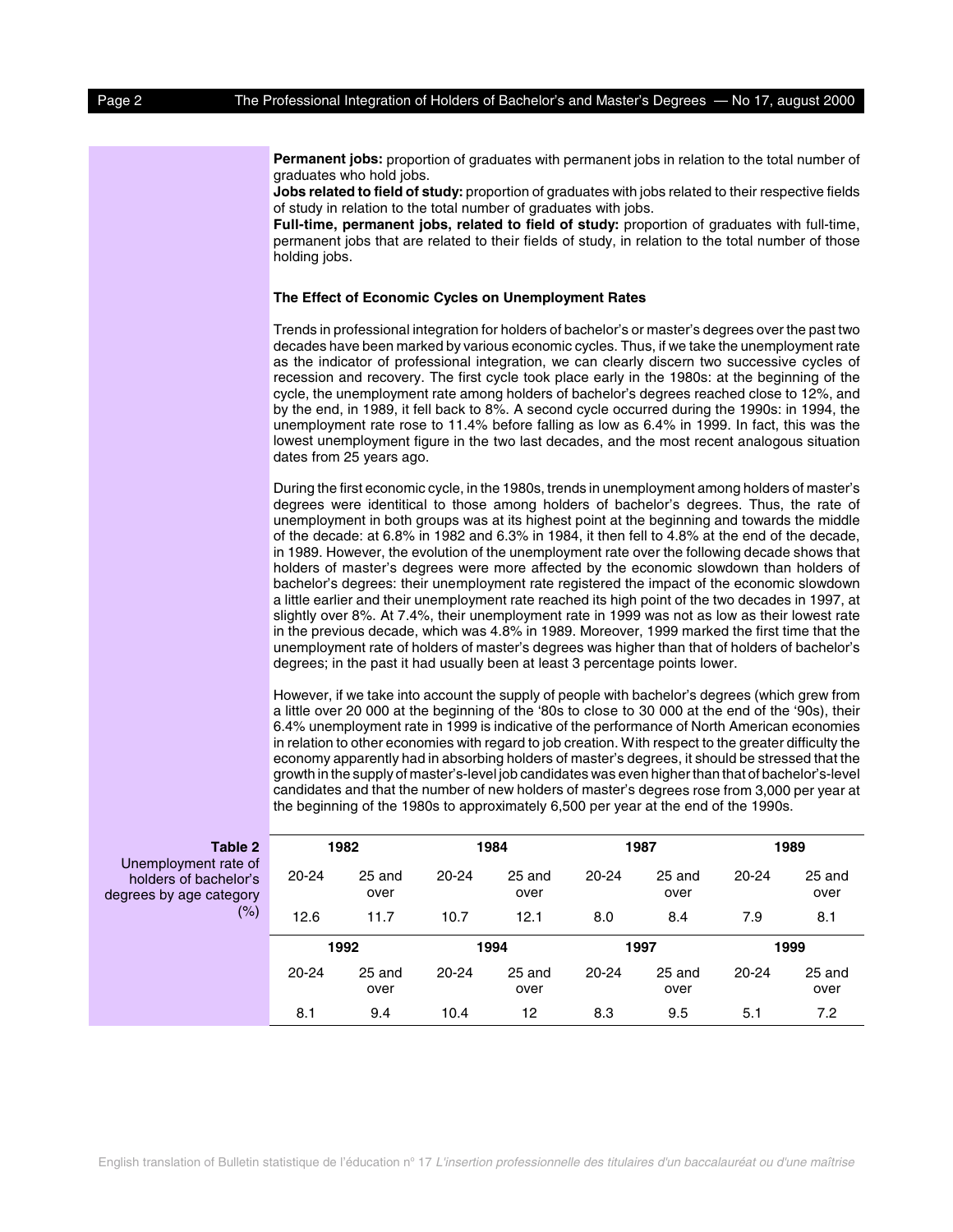**Permanent jobs:** proportion of graduates with permanent jobs in relation to the total number of graduates who hold jobs.
**Jobs related to field of study:** proportion of graduates with jobs related to their respective fields of study in relation to the total number of graduates with jobs.
**Full-time, permanent jobs, related to field of study:** proportion of graduates with full-time, permanent jobs that are related to their fields of study, in relation to the total number of those holding jobs.

### The Effect of Economic Cycles on Unemployment Rates

Trends in professional integration for holders of bachelor's or master's degrees over the past two decades have been marked by various economic cycles. Thus, if we take the unemployment rate as the indicator of professional integration, we can clearly discern two successive cycles of recession and recovery. The first cycle took place early in the 1980s: at the beginning of the cycle, the unemployment rate among holders of bachelor's degrees reached close to 12%, and by the end, in 1989, it fell back to 8%. A second cycle occurred during the 1990s: in 1994, the unemployment rate rose to 11.4% before falling as low as 6.4% in 1999. In fact, this was the lowest unemployment figure in the two last decades, and the most recent analogous situation dates from 25 years ago.

During the first economic cycle, in the 1980s, trends in unemployment among holders of master's degrees were identitical to those among holders of bachelor's degrees. Thus, the rate of unemployment in both groups was at its highest point at the beginning and towards the middle of the decade: at 6.8% in 1982 and 6.3% in 1984, it then fell to 4.8% at the end of the decade, in 1989. However, the evolution of the unemployment rate over the following decade shows that holders of master's degrees were more affected by the economic slowdown than holders of bachelor's degrees: their unemployment rate registered the impact of the economic slowdown a little earlier and their unemployment rate reached its high point of the two decades in 1997, at slightly over 8%. At 7.4%, their unemployment rate in 1999 was not as low as their lowest rate in the previous decade, which was 4.8% in 1989. Moreover, 1999 marked the first time that the unemployment rate of holders of master's degrees was higher than that of holders of bachelor's degrees; in the past it had usually been at least 3 percentage points lower.

However, if we take into account the supply of people with bachelor's degrees (which grew from a little over 20 000 at the beginning of the '80s to close to 30 000 at the end of the '90s), their 6.4% unemployment rate in 1999 is indicative of the performance of North American economies in relation to other economies with regard to job creation. With respect to the greater difficulty the economy apparently had in absorbing holders of master's degrees, it should be stressed that the growth in the supply of master's-level job candidates was even higher than that of bachelor's-level candidates and that the number of new holders of master's degrees rose from 3,000 per year at the beginning of the 1980s to approximately 6,500 per year at the end of the 1990s.

**Table 2**
Unemployment rate of holders of bachelor's degrees by age category (%)

| 1982 | | 1984 | | 1987 | | 1989 | |
|---|---|---|---|---|---|---|---|
| 20-24 | 25 and over | 20-24 | 25 and over | 20-24 | 25 and over | 20-24 | 25 and over |
| 12.6 | 11.7 | 10.7 | 12.1 | 8.0 | 8.4 | 7.9 | 8.1 |
| **1992** | | **1994** | | **1997** | | **1999** | |
| 20-24 | 25 and over | 20-24 | 25 and over | 20-24 | 25 and over | 20-24 | 25 and over |
| 8.1 | 9.4 | 10.4 | 12 | 8.3 | 9.5 | 5.1 | 7.2 |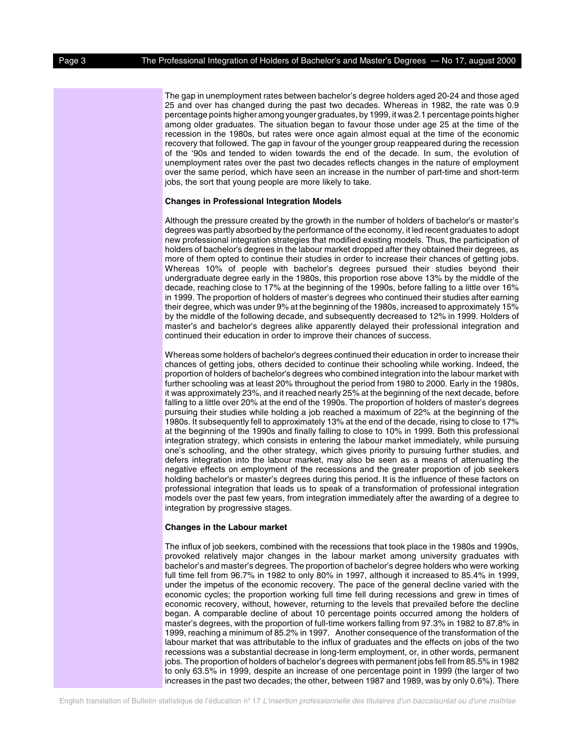The gap in unemployment rates between bachelor's degree holders aged 20-24 and those aged 25 and over has changed during the past two decades. Whereas in 1982, the rate was 0.9 percentage points higher among younger graduates, by 1999, it was 2.1 percentage points higher among older graduates. The situation began to favour those under age 25 at the time of the recession in the 1980s, but rates were once again almost equal at the time of the economic recovery that followed. The gap in favour of the younger group reappeared during the recession of the '90s and tended to widen towards the end of the decade. In sum, the evolution of unemployment rates over the past two decades reflects changes in the nature of employment over the same period, which have seen an increase in the number of part-time and short-term jobs, the sort that young people are more likely to take.

**Changes in Professional Integration Models**

Although the pressure created by the growth in the number of holders of bachelor's or master's degrees was partly absorbed by the performance of the economy, it led recent graduates to adopt new professional integration strategies that modified existing models. Thus, the participation of holders of bachelor's degrees in the labour market dropped after they obtained their degrees, as more of them opted to continue their studies in order to increase their chances of getting jobs. Whereas 10% of people with bachelor's degrees pursued their studies beyond their undergraduate degree early in the 1980s, this proportion rose above 13% by the middle of the decade, reaching close to 17% at the beginning of the 1990s, before falling to a little over 16% in 1999. The proportion of holders of master's degrees who continued their studies after earning their degree, which was under 9% at the beginning of the 1980s, increased to approximately 15% by the middle of the following decade, and subsequently decreased to 12% in 1999. Holders of master's and bachelor's degrees alike apparently delayed their professional integration and continued their education in order to improve their chances of success.

Whereas some holders of bachelor's degrees continued their education in order to increase their chances of getting jobs, others decided to continue their schooling while working. Indeed, the proportion of holders of bachelor's degrees who combined integration into the labour market with further schooling was at least 20% throughout the period from 1980 to 2000. Early in the 1980s, it was approximately 23%, and it reached nearly 25% at the beginning of the next decade, before falling to a little over 20% at the end of the 1990s. The proportion of holders of master's degrees pursuing their studies while holding a job reached a maximum of 22% at the beginning of the 1980s. It subsequently fell to approximately 13% at the end of the decade, rising to close to 17% at the beginning of the 1990s and finally falling to close to 10% in 1999. Both this professional integration strategy, which consists in entering the labour market immediately, while pursuing one's schooling, and the other strategy, which gives priority to pursuing further studies, and defers integration into the labour market, may also be seen as a means of attenuating the negative effects on employment of the recessions and the greater proportion of job seekers holding bachelor's or master's degrees during this period. It is the influence of these factors on professional integration that leads us to speak of a transformation of professional integration models over the past few years, from integration immediately after the awarding of a degree to integration by progressive stages.

**Changes in the Labour market**

The influx of job seekers, combined with the recessions that took place in the 1980s and 1990s, provoked relatively major changes in the labour market among university graduates with bachelor's and master's degrees. The proportion of bachelor's degree holders who were working full time fell from 96.7% in 1982 to only 80% in 1997, although it increased to 85.4% in 1999, under the impetus of the economic recovery. The pace of the general decline varied with the economic cycles; the proportion working full time fell during recessions and grew in times of economic recovery, without, however, returning to the levels that prevailed before the decline began. A comparable decline of about 10 percentage points occurred among the holders of master's degrees, with the proportion of full-time workers falling from 97.3% in 1982 to 87.8% in 1999, reaching a minimum of 85.2% in 1997. Another consequence of the transformation of the labour market that was attributable to the influx of graduates and the effects on jobs of the two recessions was a substantial decrease in long-term employment, or, in other words, permanent jobs. The proportion of holders of bachelor's degrees with permanent jobs fell from 85.5% in 1982 to only 63.5% in 1999, despite an increase of one percentage point in 1999 (the larger of two increases in the past two decades; the other, between 1987 and 1989, was by only 0.6%). There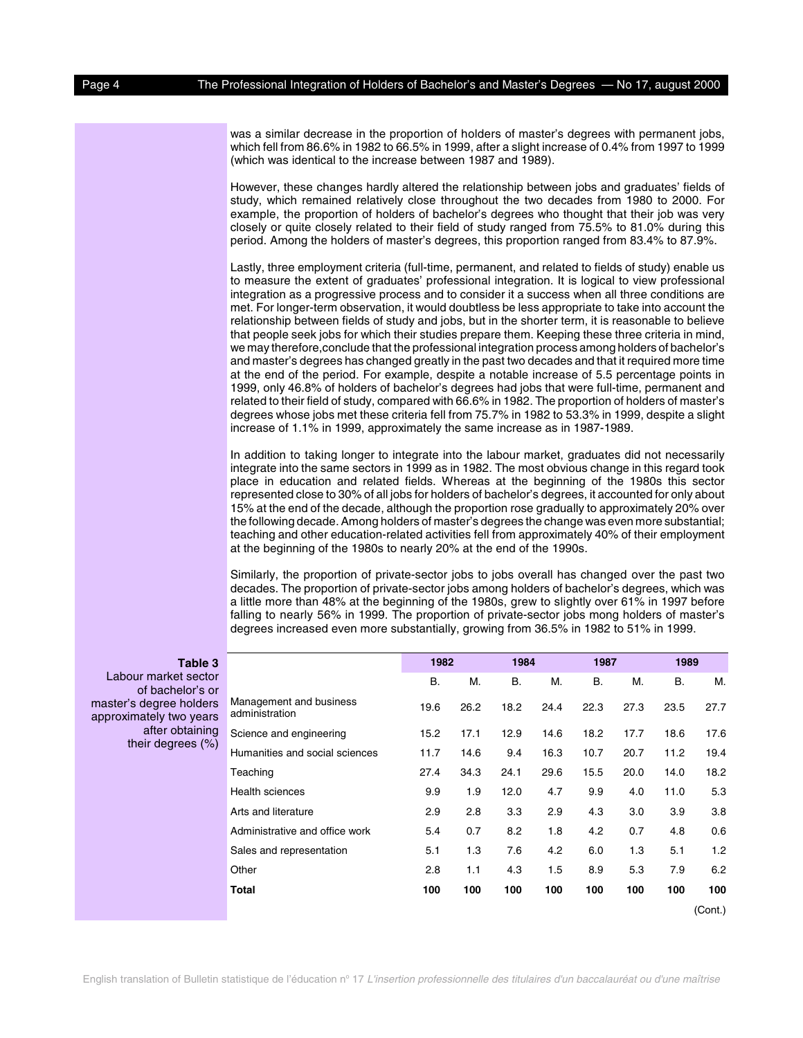was a similar decrease in the proportion of holders of master's degrees with permanent jobs, which fell from 86.6% in 1982 to 66.5% in 1999, after a slight increase of 0.4% from 1997 to 1999 (which was identical to the increase between 1987 and 1989).

However, these changes hardly altered the relationship between jobs and graduates' fields of study, which remained relatively close throughout the two decades from 1980 to 2000. For example, the proportion of holders of bachelor's degrees who thought that their job was very closely or quite closely related to their field of study ranged from 75.5% to 81.0% during this period. Among the holders of master's degrees, this proportion ranged from 83.4% to 87.9%.

Lastly, three employment criteria (full-time, permanent, and related to fields of study) enable us to measure the extent of graduates' professional integration. It is logical to view professional integration as a progressive process and to consider it a success when all three conditions are met. For longer-term observation, it would doubtless be less appropriate to take into account the relationship between fields of study and jobs, but in the shorter term, it is reasonable to believe that people seek jobs for which their studies prepare them. Keeping these three criteria in mind, we may therefore,conclude that the professional integration process among holders of bachelor's and master's degrees has changed greatly in the past two decades and that it required more time at the end of the period. For example, despite a notable increase of 5.5 percentage points in 1999, only 46.8% of holders of bachelor's degrees had jobs that were full-time, permanent and related to their field of study, compared with 66.6% in 1982. The proportion of holders of master's degrees whose jobs met these criteria fell from 75.7% in 1982 to 53.3% in 1999, despite a slight increase of 1.1% in 1999, approximately the same increase as in 1987-1989.

In addition to taking longer to integrate into the labour market, graduates did not necessarily integrate into the same sectors in 1999 as in 1982. The most obvious change in this regard took place in education and related fields. Whereas at the beginning of the 1980s this sector represented close to 30% of all jobs for holders of bachelor's degrees, it accounted for only about 15% at the end of the decade, although the proportion rose gradually to approximately 20% over the following decade. Among holders of master's degrees the change was even more substantial; teaching and other education-related activities fell from approximately 40% of their employment at the beginning of the 1980s to nearly 20% at the end of the 1990s.

Similarly, the proportion of private-sector jobs to jobs overall has changed over the past two decades. The proportion of private-sector jobs among holders of bachelor's degrees, which was a little more than 48% at the beginning of the 1980s, grew to slightly over 61% in 1997 before falling to nearly 56% in 1999. The proportion of private-sector jobs mong holders of master's degrees increased even more substantially, growing from 36.5% in 1982 to 51% in 1999.

**Table 3**
Labour market sector of bachelor's or master's degree holders approximately two years after obtaining their degrees (%)

| | 1982 | | 1984 | | 1987 | | 1989 | |
|---|---|---|---|---|---|---|---|---|
| | B. | M. | B. | M. | B. | M. | B. | M. |
| Management and business administration | 19.6 | 26.2 | 18.2 | 24.4 | 22.3 | 27.3 | 23.5 | 27.7 |
| Science and engineering | 15.2 | 17.1 | 12.9 | 14.6 | 18.2 | 17.7 | 18.6 | 17.6 |
| Humanities and social sciences | 11.7 | 14.6 | 9.4 | 16.3 | 10.7 | 20.7 | 11.2 | 19.4 |
| Teaching | 27.4 | 34.3 | 24.1 | 29.6 | 15.5 | 20.0 | 14.0 | 18.2 |
| Health sciences | 9.9 | 1.9 | 12.0 | 4.7 | 9.9 | 4.0 | 11.0 | 5.3 |
| Arts and literature | 2.9 | 2.8 | 3.3 | 2.9 | 4.3 | 3.0 | 3.9 | 3.8 |
| Administrative and office work | 5.4 | 0.7 | 8.2 | 1.8 | 4.2 | 0.7 | 4.8 | 0.6 |
| Sales and representation | 5.1 | 1.3 | 7.6 | 4.2 | 6.0 | 1.3 | 5.1 | 1.2 |
| Other | 2.8 | 1.1 | 4.3 | 1.5 | 8.9 | 5.3 | 7.9 | 6.2 |
| **Total** | **100** | **100** | **100** | **100** | **100** | **100** | **100** | **100** |

(Cont.)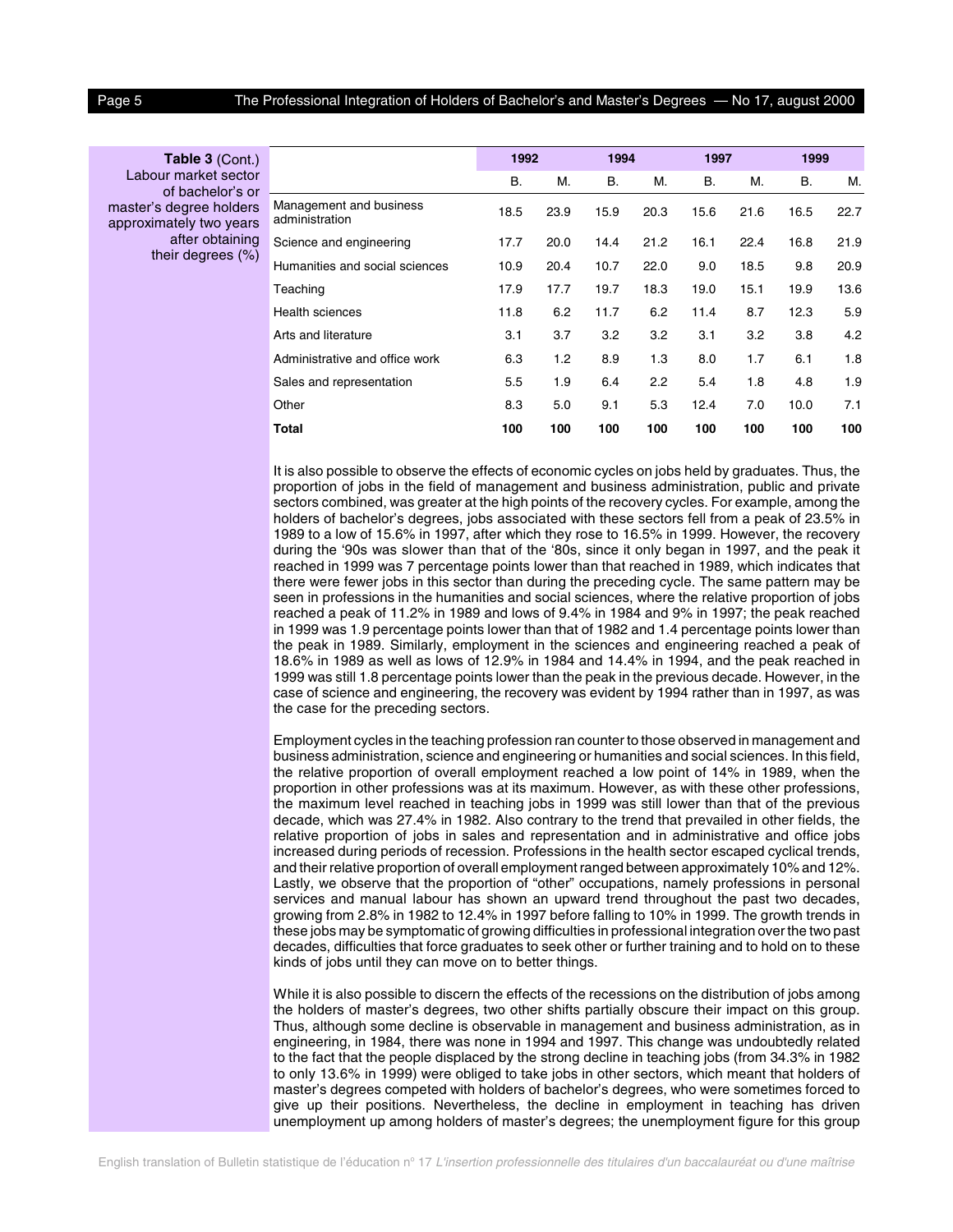**Table 3** (Cont.) Labour market sector of bachelor's or master's degree holders approximately two years after obtaining their degrees (%)

| | 1992 | | 1994 | | 1997 | | 1999 | |
|---|---|---|---|---|---|---|---|---|
| | B. | M. | B. | M. | B. | M. | B. | M. |
| Management and business administration | 18.5 | 23.9 | 15.9 | 20.3 | 15.6 | 21.6 | 16.5 | 22.7 |
| Science and engineering | 17.7 | 20.0 | 14.4 | 21.2 | 16.1 | 22.4 | 16.8 | 21.9 |
| Humanities and social sciences | 10.9 | 20.4 | 10.7 | 22.0 | 9.0 | 18.5 | 9.8 | 20.9 |
| Teaching | 17.9 | 17.7 | 19.7 | 18.3 | 19.0 | 15.1 | 19.9 | 13.6 |
| Health sciences | 11.8 | 6.2 | 11.7 | 6.2 | 11.4 | 8.7 | 12.3 | 5.9 |
| Arts and literature | 3.1 | 3.7 | 3.2 | 3.2 | 3.1 | 3.2 | 3.8 | 4.2 |
| Administrative and office work | 6.3 | 1.2 | 8.9 | 1.3 | 8.0 | 1.7 | 6.1 | 1.8 |
| Sales and representation | 5.5 | 1.9 | 6.4 | 2.2 | 5.4 | 1.8 | 4.8 | 1.9 |
| Other | 8.3 | 5.0 | 9.1 | 5.3 | 12.4 | 7.0 | 10.0 | 7.1 |
| **Total** | **100** | **100** | **100** | **100** | **100** | **100** | **100** | **100** |

It is also possible to observe the effects of economic cycles on jobs held by graduates. Thus, the proportion of jobs in the field of management and business administration, public and private sectors combined, was greater at the high points of the recovery cycles. For example, among the holders of bachelor's degrees, jobs associated with these sectors fell from a peak of 23.5% in 1989 to a low of 15.6% in 1997, after which they rose to 16.5% in 1999. However, the recovery during the '90s was slower than that of the '80s, since it only began in 1997, and the peak it reached in 1999 was 7 percentage points lower than that reached in 1989, which indicates that there were fewer jobs in this sector than during the preceding cycle. The same pattern may be seen in professions in the humanities and social sciences, where the relative proportion of jobs reached a peak of 11.2% in 1989 and lows of 9.4% in 1984 and 9% in 1997; the peak reached in 1999 was 1.9 percentage points lower than that of 1982 and 1.4 percentage points lower than the peak in 1989. Similarly, employment in the sciences and engineering reached a peak of 18.6% in 1989 as well as lows of 12.9% in 1984 and 14.4% in 1994, and the peak reached in 1999 was still 1.8 percentage points lower than the peak in the previous decade. However, in the case of science and engineering, the recovery was evident by 1994 rather than in 1997, as was the case for the preceding sectors.

Employment cycles in the teaching profession ran counter to those observed in management and business administration, science and engineering or humanities and social sciences. In this field, the relative proportion of overall employment reached a low point of 14% in 1989, when the proportion in other professions was at its maximum. However, as with these other professions, the maximum level reached in teaching jobs in 1999 was still lower than that of the previous decade, which was 27.4% in 1982. Also contrary to the trend that prevailed in other fields, the relative proportion of jobs in sales and representation and in administrative and office jobs increased during periods of recession. Professions in the health sector escaped cyclical trends, and their relative proportion of overall employment ranged between approximately 10% and 12%. Lastly, we observe that the proportion of "other" occupations, namely professions in personal services and manual labour has shown an upward trend throughout the past two decades, growing from 2.8% in 1982 to 12.4% in 1997 before falling to 10% in 1999. The growth trends in these jobs may be symptomatic of growing difficulties in professional integration over the two past decades, difficulties that force graduates to seek other or further training and to hold on to these kinds of jobs until they can move on to better things.

While it is also possible to discern the effects of the recessions on the distribution of jobs among the holders of master's degrees, two other shifts partially obscure their impact on this group. Thus, although some decline is observable in management and business administration, as in engineering, in 1984, there was none in 1994 and 1997. This change was undoubtedly related to the fact that the people displaced by the strong decline in teaching jobs (from 34.3% in 1982 to only 13.6% in 1999) were obliged to take jobs in other sectors, which meant that holders of master's degrees competed with holders of bachelor's degrees, who were sometimes forced to give up their positions. Nevertheless, the decline in employment in teaching has driven unemployment up among holders of master's degrees; the unemployment figure for this group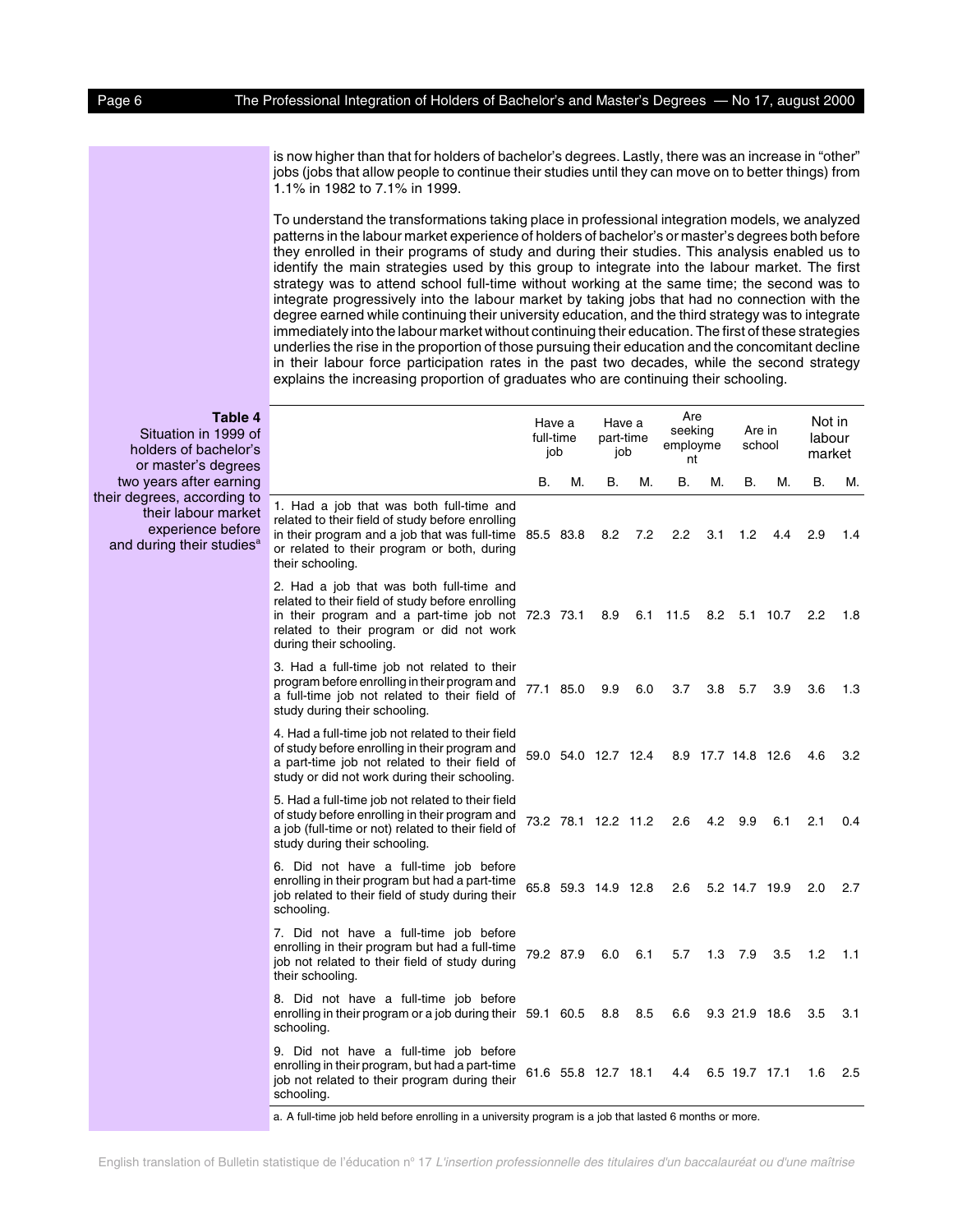is now higher than that for holders of bachelor's degrees. Lastly, there was an increase in "other" jobs (jobs that allow people to continue their studies until they can move on to better things) from 1.1% in 1982 to 7.1% in 1999.

To understand the transformations taking place in professional integration models, we analyzed patterns in the labour market experience of holders of bachelor's or master's degrees both before they enrolled in their programs of study and during their studies. This analysis enabled us to identify the main strategies used by this group to integrate into the labour market. The first strategy was to attend school full-time without working at the same time; the second was to integrate progressively into the labour market by taking jobs that had no connection with the degree earned while continuing their university education, and the third strategy was to integrate immediately into the labour market without continuing their education. The first of these strategies underlies the rise in the proportion of those pursuing their education and the concomitant decline in their labour force participation rates in the past two decades, while the second strategy explains the increasing proportion of graduates who are continuing their schooling.

**Table 4**
Situation in 1999 of holders of bachelor's or master's degrees two years after earning their degrees, according to their labour market experience before and during their studies[a]

| | Have a full-time job | | Have a part-time job | | Are seeking employment | | Are in school | | Not in labour market | |
|---|---|---|---|---|---|---|---|---|---|---|
| | B. | M. | B. | M. | B. | M. | B. | M. | B. | M. |
| 1. Had a job that was both full-time and related to their field of study before enrolling in their program and a job that was full-time or related to their program or both, during their schooling. | 85.5 | 83.8 | 8.2 | 7.2 | 2.2 | 3.1 | 1.2 | 4.4 | 2.9 | 1.4 |
| 2. Had a job that was both full-time and related to their field of study before enrolling in their program and a part-time job not related to their program or did not work during their schooling. | 72.3 | 73.1 | 8.9 | 6.1 | 11.5 | 8.2 | 5.1 | 10.7 | 2.2 | 1.8 |
| 3. Had a full-time job not related to their program before enrolling in their program and a full-time job not related to their field of study during their schooling. | 77.1 | 85.0 | 9.9 | 6.0 | 3.7 | 3.8 | 5.7 | 3.9 | 3.6 | 1.3 |
| 4. Had a full-time job not related to their field of study before enrolling in their program and a part-time job not related to their field of study or did not work during their schooling. | 59.0 | 54.0 | 12.7 | 12.4 | 8.9 | 17.7 | 14.8 | 12.6 | 4.6 | 3.2 |
| 5. Had a full-time job not related to their field of study before enrolling in their program and a job (full-time or not) related to their field of study during their schooling. | 73.2 | 78.1 | 12.2 | 11.2 | 2.6 | 4.2 | 9.9 | 6.1 | 2.1 | 0.4 |
| 6. Did not have a full-time job before enrolling in their program but had a part-time job related to their field of study during their schooling. | 65.8 | 59.3 | 14.9 | 12.8 | 2.6 | 5.2 | 14.7 | 19.9 | 2.0 | 2.7 |
| 7. Did not have a full-time job before enrolling in their program but had a full-time job not related to their field of study during their schooling. | 79.2 | 87.9 | 6.0 | 6.1 | 5.7 | 1.3 | 7.9 | 3.5 | 1.2 | 1.1 |
| 8. Did not have a full-time job before enrolling in their program or a job during their schooling. | 59.1 | 60.5 | 8.8 | 8.5 | 6.6 | 9.3 | 21.9 | 18.6 | 3.5 | 3.1 |
| 9. Did not have a full-time job before enrolling in their program, but had a part-time job not related to their program during their schooling. | 61.6 | 55.8 | 12.7 | 18.1 | 4.4 | 6.5 | 19.7 | 17.1 | 1.6 | 2.5 |

a. A full-time job held before enrolling in a university program is a job that lasted 6 months or more.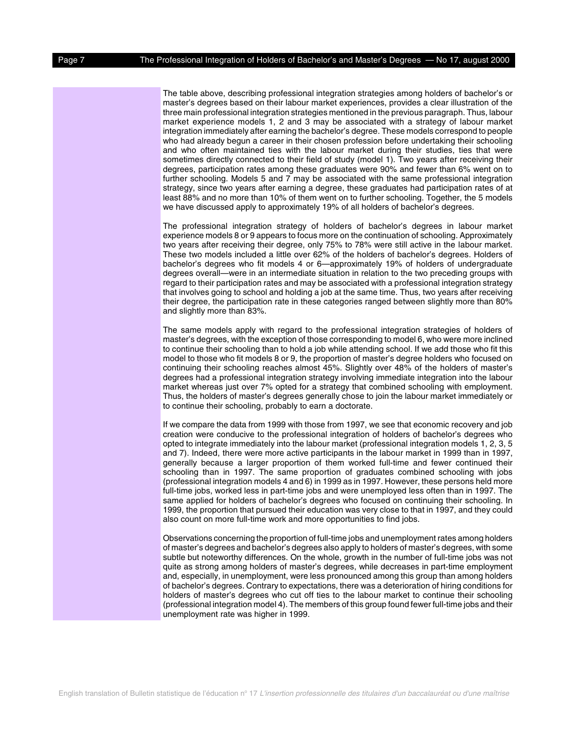The table above, describing professional integration strategies among holders of bachelor's or master's degrees based on their labour market experiences, provides a clear illustration of the three main professional integration strategies mentioned in the previous paragraph. Thus, labour market experience models 1, 2 and 3 may be associated with a strategy of labour market integration immediately after earning the bachelor's degree. These models correspond to people who had already begun a career in their chosen profession before undertaking their schooling and who often maintained ties with the labour market during their studies, ties that were sometimes directly connected to their field of study (model 1). Two years after receiving their degrees, participation rates among these graduates were 90% and fewer than 6% went on to further schooling. Models 5 and 7 may be associated with the same professional integration strategy, since two years after earning a degree, these graduates had participation rates of at least 88% and no more than 10% of them went on to further schooling. Together, the 5 models we have discussed apply to approximately 19% of all holders of bachelor's degrees.

The professional integration strategy of holders of bachelor's degrees in labour market experience models 8 or 9 appears to focus more on the continuation of schooling. Approximately two years after receiving their degree, only 75% to 78% were still active in the labour market. These two models included a little over 62% of the holders of bachelor's degrees. Holders of bachelor's degrees who fit models 4 or 6—approximately 19% of holders of undergraduate degrees overall—were in an intermediate situation in relation to the two preceding groups with regard to their participation rates and may be associated with a professional integration strategy that involves going to school and holding a job at the same time. Thus, two years after receiving their degree, the participation rate in these categories ranged between slightly more than 80% and slightly more than 83%.

The same models apply with regard to the professional integration strategies of holders of master's degrees, with the exception of those corresponding to model 6, who were more inclined to continue their schooling than to hold a job while attending school. If we add those who fit this model to those who fit models 8 or 9, the proportion of master's degree holders who focused on continuing their schooling reaches almost 45%. Slightly over 48% of the holders of master's degrees had a professional integration strategy involving immediate integration into the labour market whereas just over 7% opted for a strategy that combined schooling with employment. Thus, the holders of master's degrees generally chose to join the labour market immediately or to continue their schooling, probably to earn a doctorate.

If we compare the data from 1999 with those from 1997, we see that economic recovery and job creation were conducive to the professional integration of holders of bachelor's degrees who opted to integrate immediately into the labour market (professional integration models 1, 2, 3, 5 and 7). Indeed, there were more active participants in the labour market in 1999 than in 1997, generally because a larger proportion of them worked full-time and fewer continued their schooling than in 1997. The same proportion of graduates combined schooling with jobs (professional integration models 4 and 6) in 1999 as in 1997. However, these persons held more full-time jobs, worked less in part-time jobs and were unemployed less often than in 1997. The same applied for holders of bachelor's degrees who focused on continuing their schooling. In 1999, the proportion that pursued their education was very close to that in 1997, and they could also count on more full-time work and more opportunities to find jobs.

Observations concerning the proportion of full-time jobs and unemployment rates among holders of master's degrees and bachelor's degrees also apply to holders of master's degrees, with some subtle but noteworthy differences. On the whole, growth in the number of full-time jobs was not quite as strong among holders of master's degrees, while decreases in part-time employment and, especially, in unemployment, were less pronounced among this group than among holders of bachelor's degrees. Contrary to expectations, there was a deterioration of hiring conditions for holders of master's degrees who cut off ties to the labour market to continue their schooling (professional integration model 4). The members of this group found fewer full-time jobs and their unemployment rate was higher in 1999.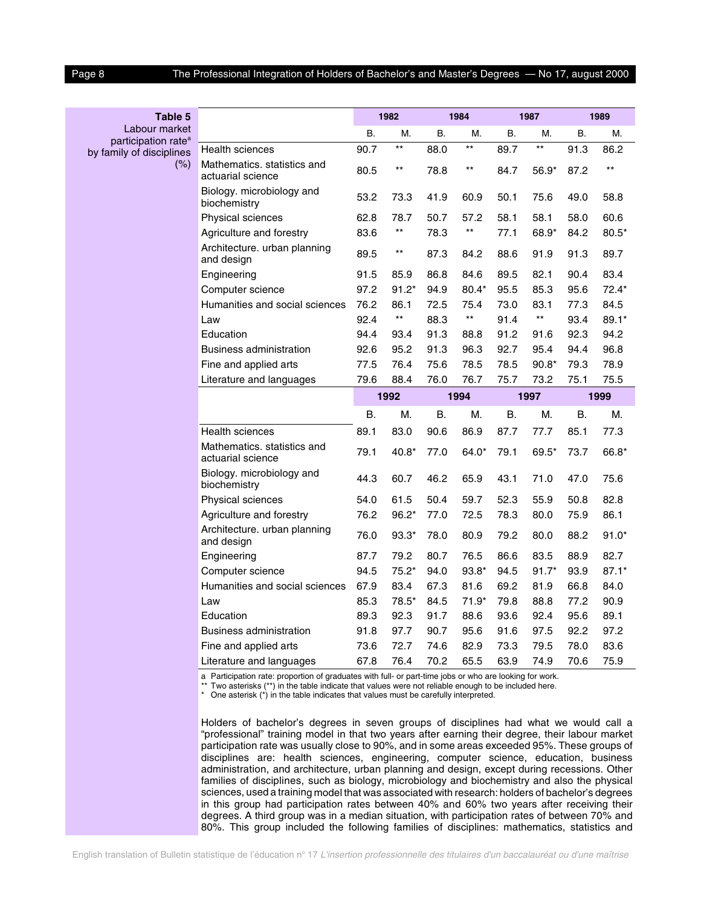**Table 5**
Labour market participation rate[a] by family of disciplines (%)

| | 1982 | | 1984 | | 1987 | | 1989 | |
|---|---|---|---|---|---|---|---|---|
| | B. | M. | B. | M. | B. | M. | B. | M. |
| Health sciences | 90.7 | ** | 88.0 | ** | 89.7 | ** | 91.3 | 86.2 |
| Mathematics. statistics and actuarial science | 80.5 | ** | 78.8 | ** | 84.7 | 56.9* | 87.2 | ** |
| Biology. microbiology and biochemistry | 53.2 | 73.3 | 41.9 | 60.9 | 50.1 | 75.6 | 49.0 | 58.8 |
| Physical sciences | 62.8 | 78.7 | 50.7 | 57.2 | 58.1 | 58.1 | 58.0 | 60.6 |
| Agriculture and forestry | 83.6 | ** | 78.3 | ** | 77.1 | 68.9* | 84.2 | 80.5* |
| Architecture. urban planning and design | 89.5 | ** | 87.3 | 84.2 | 88.6 | 91.9 | 91.3 | 89.7 |
| Engineering | 91.5 | 85.9 | 86.8 | 84.6 | 89.5 | 82.1 | 90.4 | 83.4 |
| Computer science | 97.2 | 91.2* | 94.9 | 80.4* | 95.5 | 85.3 | 95.6 | 72.4* |
| Humanities and social sciences | 76.2 | 86.1 | 72.5 | 75.4 | 73.0 | 83.1 | 77.3 | 84.5 |
| Law | 92.4 | ** | 88.3 | ** | 91.4 | ** | 93.4 | 89.1* |
| Education | 94.4 | 93.4 | 91.3 | 88.8 | 91.2 | 91.6 | 92.3 | 94.2 |
| Business administration | 92.6 | 95.2 | 91.3 | 96.3 | 92.7 | 95.4 | 94.4 | 96.8 |
| Fine and applied arts | 77.5 | 76.4 | 75.6 | 78.5 | 78.5 | 90.8* | 79.3 | 78.9 |
| Literature and languages | 79.6 | 88.4 | 76.0 | 76.7 | 75.7 | 73.2 | 75.1 | 75.5 |
| | **1992** | | **1994** | | **1997** | | **1999** | |
| | B. | M. | B. | M. | B. | M. | B. | M. |
| Health sciences | 89.1 | 83.0 | 90.6 | 86.9 | 87.7 | 77.7 | 85.1 | 77.3 |
| Mathematics. statistics and actuarial science | 79.1 | 40.8* | 77.0 | 64.0* | 79.1 | 69.5* | 73.7 | 66.8* |
| Biology. microbiology and biochemistry | 44.3 | 60.7 | 46.2 | 65.9 | 43.1 | 71.0 | 47.0 | 75.6 |
| Physical sciences | 54.0 | 61.5 | 50.4 | 59.7 | 52.3 | 55.9 | 50.8 | 82.8 |
| Agriculture and forestry | 76.2 | 96.2* | 77.0 | 72.5 | 78.3 | 80.0 | 75.9 | 86.1 |
| Architecture. urban planning and design | 76.0 | 93.3* | 78.0 | 80.9 | 79.2 | 80.0 | 88.2 | 91.0* |
| Engineering | 87.7 | 79.2 | 80.7 | 76.5 | 86.6 | 83.5 | 88.9 | 82.7 |
| Computer science | 94.5 | 75.2* | 94.0 | 93.8* | 94.5 | 91.7* | 93.9 | 87.1* |
| Humanities and social sciences | 67.9 | 83.4 | 67.3 | 81.6 | 69.2 | 81.9 | 66.8 | 84.0 |
| Law | 85.3 | 78.5* | 84.5 | 71.9* | 79.8 | 88.8 | 77.2 | 90.9 |
| Education | 89.3 | 92.3 | 91.7 | 88.6 | 93.6 | 92.4 | 95.6 | 89.1 |
| Business administration | 91.8 | 97.7 | 90.7 | 95.6 | 91.6 | 97.5 | 92.2 | 97.2 |
| Fine and applied arts | 73.6 | 72.7 | 74.6 | 82.9 | 73.3 | 79.5 | 78.0 | 83.6 |
| Literature and languages | 67.8 | 76.4 | 70.2 | 65.5 | 63.9 | 74.9 | 70.6 | 75.9 |

a Participation rate: proportion of graduates with full- or part-time jobs or who are looking for work.
** Two asterisks (**) in the table indicate that values were not reliable enough to be included here.
* One asterisk (*) in the table indicates that values must be carefully interpreted.

Holders of bachelor's degrees in seven groups of disciplines had what we would call a "professional" training model in that two years after earning their degree, their labour market participation rate was usually close to 90%, and in some areas exceeded 95%. These groups of disciplines are: health sciences, engineering, computer science, education, business administration, and architecture, urban planning and design, except during recessions. Other families of disciplines, such as biology, microbiology and biochemistry and also the physical sciences, used a training model that was associated with research: holders of bachelor's degrees in this group had participation rates between 40% and 60% two years after receiving their degrees. A third group was in a median situation, with participation rates of between 70% and 80%. This group included the following families of disciplines: mathematics, statistics and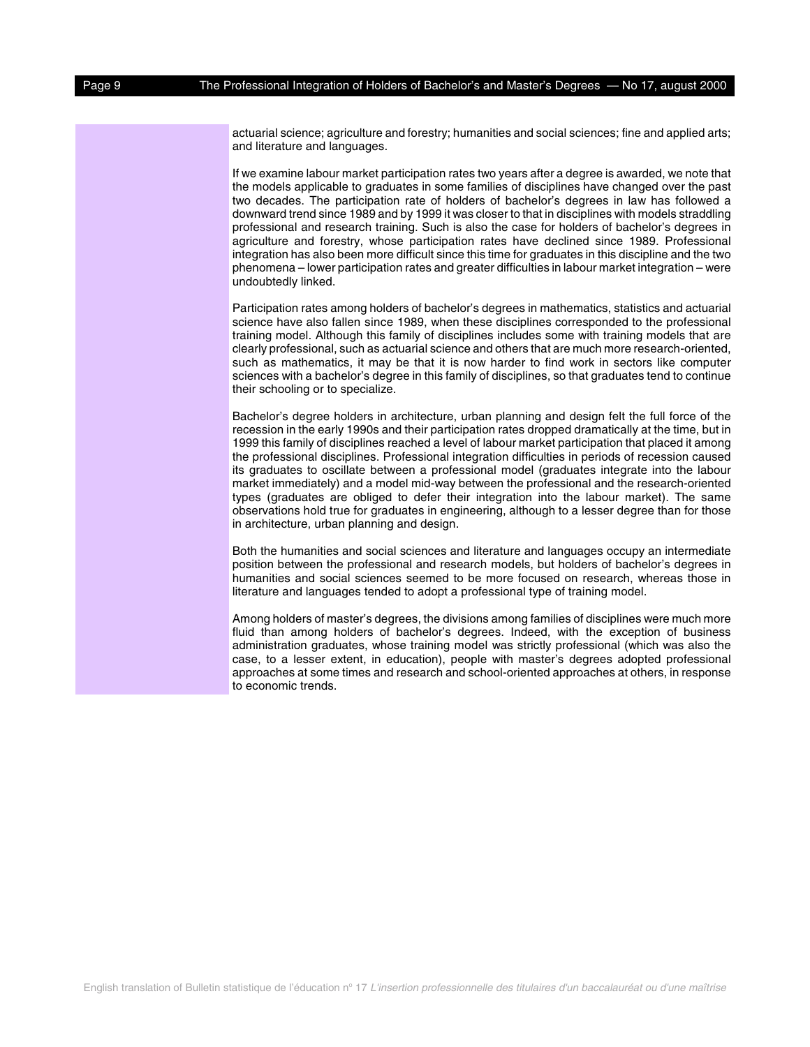actuarial science; agriculture and forestry; humanities and social sciences; fine and applied arts; and literature and languages.

If we examine labour market participation rates two years after a degree is awarded, we note that the models applicable to graduates in some families of disciplines have changed over the past two decades. The participation rate of holders of bachelor's degrees in law has followed a downward trend since 1989 and by 1999 it was closer to that in disciplines with models straddling professional and research training. Such is also the case for holders of bachelor's degrees in agriculture and forestry, whose participation rates have declined since 1989. Professional integration has also been more difficult since this time for graduates in this discipline and the two phenomena – lower participation rates and greater difficulties in labour market integration – were undoubtedly linked.

Participation rates among holders of bachelor's degrees in mathematics, statistics and actuarial science have also fallen since 1989, when these disciplines corresponded to the professional training model. Although this family of disciplines includes some with training models that are clearly professional, such as actuarial science and others that are much more research-oriented, such as mathematics, it may be that it is now harder to find work in sectors like computer sciences with a bachelor's degree in this family of disciplines, so that graduates tend to continue their schooling or to specialize.

Bachelor's degree holders in architecture, urban planning and design felt the full force of the recession in the early 1990s and their participation rates dropped dramatically at the time, but in 1999 this family of disciplines reached a level of labour market participation that placed it among the professional disciplines. Professional integration difficulties in periods of recession caused its graduates to oscillate between a professional model (graduates integrate into the labour market immediately) and a model mid-way between the professional and the research-oriented types (graduates are obliged to defer their integration into the labour market). The same observations hold true for graduates in engineering, although to a lesser degree than for those in architecture, urban planning and design.

Both the humanities and social sciences and literature and languages occupy an intermediate position between the professional and research models, but holders of bachelor's degrees in humanities and social sciences seemed to be more focused on research, whereas those in literature and languages tended to adopt a professional type of training model.

Among holders of master's degrees, the divisions among families of disciplines were much more fluid than among holders of bachelor's degrees. Indeed, with the exception of business administration graduates, whose training model was strictly professional (which was also the case, to a lesser extent, in education), people with master's degrees adopted professional approaches at some times and research and school-oriented approaches at others, in response to economic trends.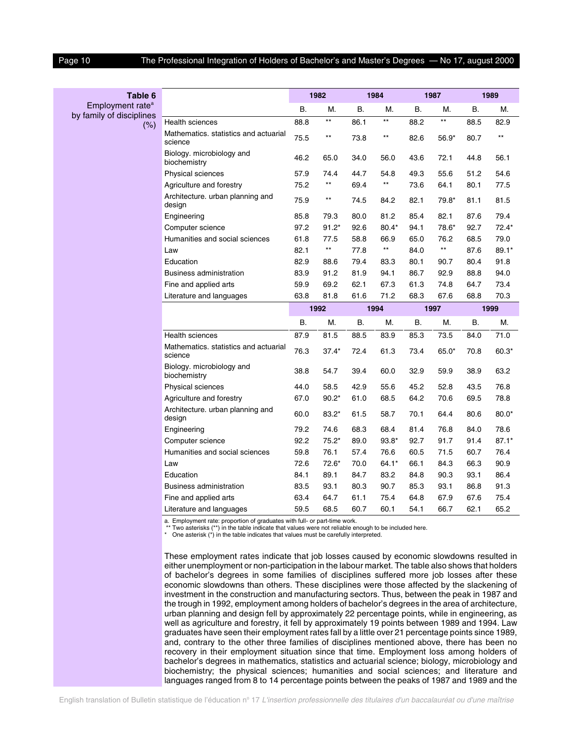**Table 6**
Employment rate[a] by family of disciplines (%)

| | 1982 | | 1984 | | 1987 | | 1989 | |
|---|---|---|---|---|---|---|---|---|
| | B. | M. | B. | M. | B. | M. | B. | M. |
| Health sciences | 88.8 | ** | 86.1 | ** | 88.2 | ** | 88.5 | 82.9 |
| Mathematics. statistics and actuarial science | 75.5 | ** | 73.8 | ** | 82.6 | 56.9* | 80.7 | ** |
| Biology. microbiology and biochemistry | 46.2 | 65.0 | 34.0 | 56.0 | 43.6 | 72.1 | 44.8 | 56.1 |
| Physical sciences | 57.9 | 74.4 | 44.7 | 54.8 | 49.3 | 55.6 | 51.2 | 54.6 |
| Agriculture and forestry | 75.2 | ** | 69.4 | ** | 73.6 | 64.1 | 80.1 | 77.5 |
| Architecture. urban planning and design | 75.9 | ** | 74.5 | 84.2 | 82.1 | 79.8* | 81.1 | 81.5 |
| Engineering | 85.8 | 79.3 | 80.0 | 81.2 | 85.4 | 82.1 | 87.6 | 79.4 |
| Computer science | 97.2 | 91.2* | 92.6 | 80.4* | 94.1 | 78.6* | 92.7 | 72.4* |
| Humanities and social sciences | 61.8 | 77.5 | 58.8 | 66.9 | 65.0 | 76.2 | 68.5 | 79.0 |
| Law | 82.1 | ** | 77.8 | ** | 84.0 | ** | 87.6 | 89.1* |
| Education | 82.9 | 88.6 | 79.4 | 83.3 | 80.1 | 90.7 | 80.4 | 91.8 |
| Business administration | 83.9 | 91.2 | 81.9 | 94.1 | 86.7 | 92.9 | 88.8 | 94.0 |
| Fine and applied arts | 59.9 | 69.2 | 62.1 | 67.3 | 61.3 | 74.8 | 64.7 | 73.4 |
| Literature and languages | 63.8 | 81.8 | 61.6 | 71.2 | 68.3 | 67.6 | 68.8 | 70.3 |
| | **1992** | | **1994** | | **1997** | | **1999** | |
| | B. | M. | B. | M. | B. | M. | B. | M. |
| Health sciences | 87.9 | 81.5 | 88.5 | 83.9 | 85.3 | 73.5 | 84.0 | 71.0 |
| Mathematics. statistics and actuarial science | 76.3 | 37.4* | 72.4 | 61.3 | 73.4 | 65.0* | 70.8 | 60.3* |
| Biology. microbiology and biochemistry | 38.8 | 54.7 | 39.4 | 60.0 | 32.9 | 59.9 | 38.9 | 63.2 |
| Physical sciences | 44.0 | 58.5 | 42.9 | 55.6 | 45.2 | 52.8 | 43.5 | 76.8 |
| Agriculture and forestry | 67.0 | 90.2* | 61.0 | 68.5 | 64.2 | 70.6 | 69.5 | 78.8 |
| Architecture. urban planning and design | 60.0 | 83.2* | 61.5 | 58.7 | 70.1 | 64.4 | 80.6 | 80.0* |
| Engineering | 79.2 | 74.6 | 68.3 | 68.4 | 81.4 | 76.8 | 84.0 | 78.6 |
| Computer science | 92.2 | 75.2* | 89.0 | 93.8* | 92.7 | 91.7 | 91.4 | 87.1* |
| Humanities and social sciences | 59.8 | 76.1 | 57.4 | 76.6 | 60.5 | 71.5 | 60.7 | 76.4 |
| Law | 72.6 | 72.6* | 70.0 | 64.1* | 66.1 | 84.3 | 66.3 | 90.9 |
| Education | 84.1 | 89.1 | 84.7 | 83.2 | 84.8 | 90.3 | 93.1 | 86.4 |
| Business administration | 83.5 | 93.1 | 80.3 | 90.7 | 85.3 | 93.1 | 86.8 | 91.3 |
| Fine and applied arts | 63.4 | 64.7 | 61.1 | 75.4 | 64.8 | 67.9 | 67.6 | 75.4 |
| Literature and languages | 59.5 | 68.5 | 60.7 | 60.1 | 54.1 | 66.7 | 62.1 | 65.2 |

a. Employment rate: proportion of graduates with full- or part-time work.
** Two asterisks (**) in the table indicate that values were not reliable enough to be included here.
* One asterisk (*) in the table indicates that values must be carefully interpreted.

These employment rates indicate that job losses caused by economic slowdowns resulted in either unemployment or non-participation in the labour market. The table also shows that holders of bachelor's degrees in some families of disciplines suffered more job losses after these economic slowdowns than others. These disciplines were those affected by the slackening of investment in the construction and manufacturing sectors. Thus, between the peak in 1987 and the trough in 1992, employment among holders of bachelor's degrees in the area of architecture, urban planning and design fell by approximately 22 percentage points, while in engineering, as well as agriculture and forestry, it fell by approximately 19 points between 1989 and 1994. Law graduates have seen their employment rates fall by a little over 21 percentage points since 1989, and, contrary to the other three families of disciplines mentioned above, there has been no recovery in their employment situation since that time. Employment loss among holders of bachelor's degrees in mathematics, statistics and actuarial science; biology, microbiology and biochemistry; the physical sciences; humanities and social sciences; and literature and languages ranged from 8 to 14 percentage points between the peaks of 1987 and 1989 and the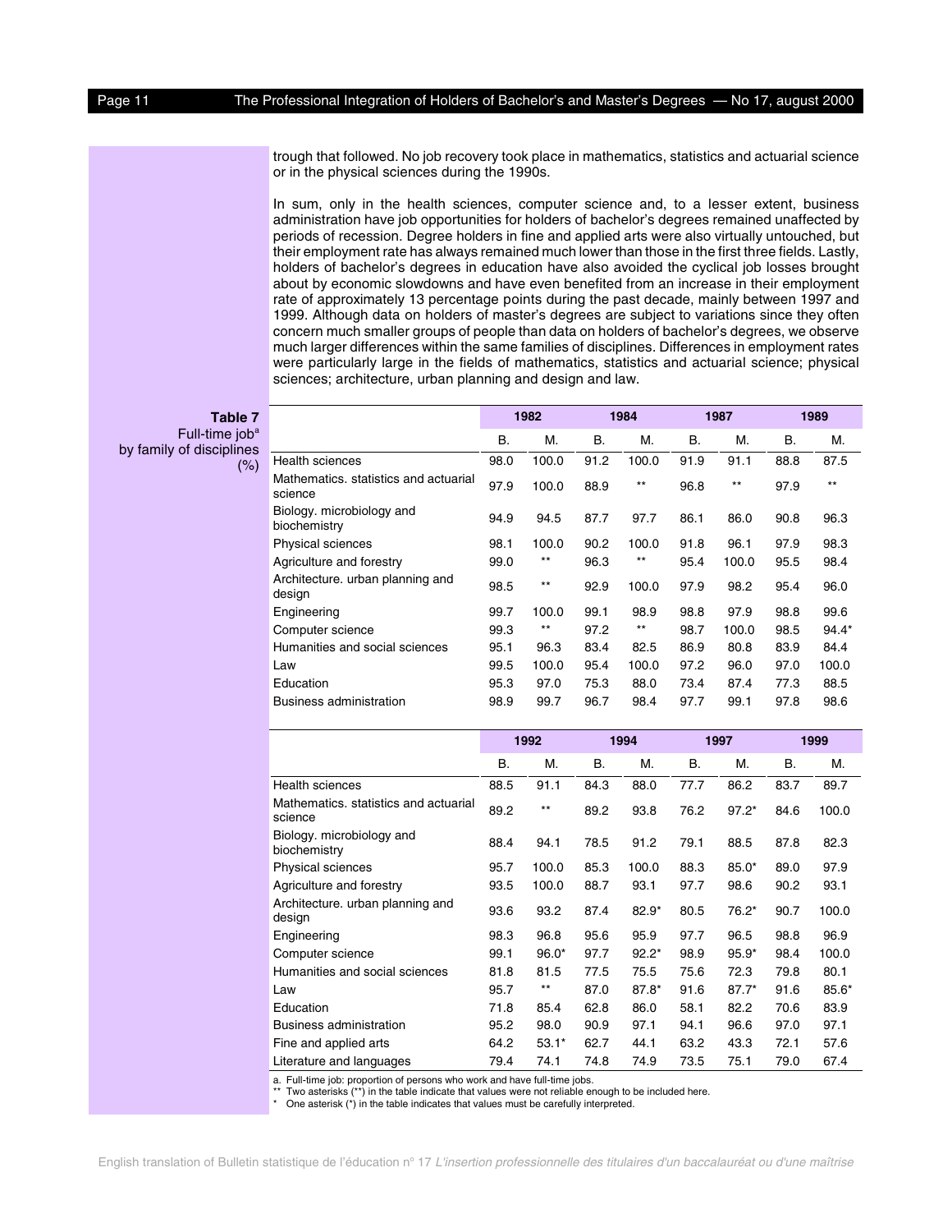trough that followed. No job recovery took place in mathematics, statistics and actuarial science or in the physical sciences during the 1990s.

In sum, only in the health sciences, computer science and, to a lesser extent, business administration have job opportunities for holders of bachelor's degrees remained unaffected by periods of recession. Degree holders in fine and applied arts were also virtually untouched, but their employment rate has always remained much lower than those in the first three fields. Lastly, holders of bachelor's degrees in education have also avoided the cyclical job losses brought about by economic slowdowns and have even benefited from an increase in their employment rate of approximately 13 percentage points during the past decade, mainly between 1997 and 1999. Although data on holders of master's degrees are subject to variations since they often concern much smaller groups of people than data on holders of bachelor's degrees, we observe much larger differences within the same families of disciplines. Differences in employment rates were particularly large in the fields of mathematics, statistics and actuarial science; physical sciences; architecture, urban planning and design and law.

**Table 7**
Full-time job[a] by family of disciplines (%)

| | 1982 | | 1984 | | 1987 | | 1989 | |
|---|---|---|---|---|---|---|---|---|
| | B. | M. | B. | M. | B. | M. | B. | M. |
| Health sciences | 98.0 | 100.0 | 91.2 | 100.0 | 91.9 | 91.1 | 88.8 | 87.5 |
| Mathematics. statistics and actuarial science | 97.9 | 100.0 | 88.9 | ** | 96.8 | ** | 97.9 | ** |
| Biology. microbiology and biochemistry | 94.9 | 94.5 | 87.7 | 97.7 | 86.1 | 86.0 | 90.8 | 96.3 |
| Physical sciences | 98.1 | 100.0 | 90.2 | 100.0 | 91.8 | 96.1 | 97.9 | 98.3 |
| Agriculture and forestry | 99.0 | ** | 96.3 | ** | 95.4 | 100.0 | 95.5 | 98.4 |
| Architecture. urban planning and design | 98.5 | ** | 92.9 | 100.0 | 97.9 | 98.2 | 95.4 | 96.0 |
| Engineering | 99.7 | 100.0 | 99.1 | 98.9 | 98.8 | 97.9 | 98.8 | 99.6 |
| Computer science | 99.3 | ** | 97.2 | ** | 98.7 | 100.0 | 98.5 | 94.4* |
| Humanities and social sciences | 95.1 | 96.3 | 83.4 | 82.5 | 86.9 | 80.8 | 83.9 | 84.4 |
| Law | 99.5 | 100.0 | 95.4 | 100.0 | 97.2 | 96.0 | 97.0 | 100.0 |
| Education | 95.3 | 97.0 | 75.3 | 88.0 | 73.4 | 87.4 | 77.3 | 88.5 |
| Business administration | 98.9 | 99.7 | 96.7 | 98.4 | 97.7 | 99.1 | 97.8 | 98.6 |

| | 1992 | | 1994 | | 1997 | | 1999 | |
|---|---|---|---|---|---|---|---|---|
| | B. | M. | B. | M. | B. | M. | B. | M. |
| Health sciences | 88.5 | 91.1 | 84.3 | 88.0 | 77.7 | 86.2 | 83.7 | 89.7 |
| Mathematics. statistics and actuarial science | 89.2 | ** | 89.2 | 93.8 | 76.2 | 97.2* | 84.6 | 100.0 |
| Biology. microbiology and biochemistry | 88.4 | 94.1 | 78.5 | 91.2 | 79.1 | 88.5 | 87.8 | 82.3 |
| Physical sciences | 95.7 | 100.0 | 85.3 | 100.0 | 88.3 | 85.0* | 89.0 | 97.9 |
| Agriculture and forestry | 93.5 | 100.0 | 88.7 | 93.1 | 97.7 | 98.6 | 90.2 | 93.1 |
| Architecture. urban planning and design | 93.6 | 93.2 | 87.4 | 82.9* | 80.5 | 76.2* | 90.7 | 100.0 |
| Engineering | 98.3 | 96.8 | 95.6 | 95.9 | 97.7 | 96.5 | 98.8 | 96.9 |
| Computer science | 99.1 | 96.0* | 97.7 | 92.2* | 98.9 | 95.9* | 98.4 | 100.0 |
| Humanities and social sciences | 81.8 | 81.5 | 77.5 | 75.5 | 75.6 | 72.3 | 79.8 | 80.1 |
| Law | 95.7 | ** | 87.0 | 87.8* | 91.6 | 87.7* | 91.6 | 85.6* |
| Education | 71.8 | 85.4 | 62.8 | 86.0 | 58.1 | 82.2 | 70.6 | 83.9 |
| Business administration | 95.2 | 98.0 | 90.9 | 97.1 | 94.1 | 96.6 | 97.0 | 97.1 |
| Fine and applied arts | 64.2 | 53.1* | 62.7 | 44.1 | 63.2 | 43.3 | 72.1 | 57.6 |
| Literature and languages | 79.4 | 74.1 | 74.8 | 74.9 | 73.5 | 75.1 | 79.0 | 67.4 |

a. Full-time job: proportion of persons who work and have full-time jobs.
** Two asterisks (**) in the table indicate that values were not reliable enough to be included here.
\* One asterisk (*) in the table indicates that values must be carefully interpreted.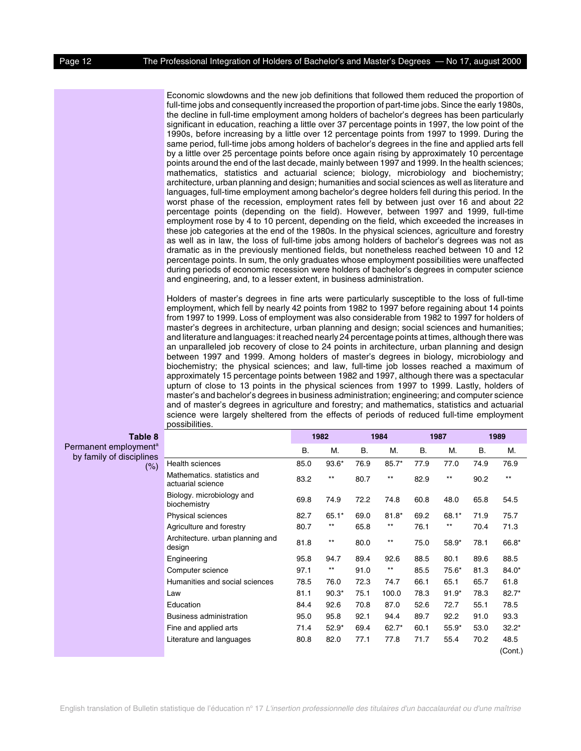Economic slowdowns and the new job definitions that followed them reduced the proportion of full-time jobs and consequently increased the proportion of part-time jobs. Since the early 1980s, the decline in full-time employment among holders of bachelor's degrees has been particularly significant in education, reaching a little over 37 percentage points in 1997, the low point of the 1990s, before increasing by a little over 12 percentage points from 1997 to 1999. During the same period, full-time jobs among holders of bachelor's degrees in the fine and applied arts fell by a little over 25 percentage points before once again rising by approximately 10 percentage points around the end of the last decade, mainly between 1997 and 1999. In the health sciences; mathematics, statistics and actuarial science; biology, microbiology and biochemistry; architecture, urban planning and design; humanities and social sciences as well as literature and languages, full-time employment among bachelor's degree holders fell during this period. In the worst phase of the recession, employment rates fell by between just over 16 and about 22 percentage points (depending on the field). However, between 1997 and 1999, full-time employment rose by 4 to 10 percent, depending on the field, which exceeded the increases in these job categories at the end of the 1980s. In the physical sciences, agriculture and forestry as well as in law, the loss of full-time jobs among holders of bachelor's degrees was not as dramatic as in the previously mentioned fields, but nonetheless reached between 10 and 12 percentage points. In sum, the only graduates whose employment possibilities were unaffected during periods of economic recession were holders of bachelor's degrees in computer science and engineering, and, to a lesser extent, in business administration.

Holders of master's degrees in fine arts were particularly susceptible to the loss of full-time employment, which fell by nearly 42 points from 1982 to 1997 before regaining about 14 points from 1997 to 1999. Loss of employment was also considerable from 1982 to 1997 for holders of master's degrees in architecture, urban planning and design; social sciences and humanities; and literature and languages: it reached nearly 24 percentage points at times, although there was an unparalleled job recovery of close to 24 points in architecture, urban planning and design between 1997 and 1999. Among holders of master's degrees in biology, microbiology and biochemistry; the physical sciences; and law, full-time job losses reached a maximum of approximately 15 percentage points between 1982 and 1997, although there was a spectacular upturn of close to 13 points in the physical sciences from 1997 to 1999. Lastly, holders of master's and bachelor's degrees in business administration; engineering; and computer science and of master's degrees in agriculture and forestry; and mathematics, statistics and actuarial science were largely sheltered from the effects of periods of reduced full-time employment possibilities.

**Table 8**
Permanent employment[a] by family of disciplines (%)

| | 1982 | | 1984 | | 1987 | | 1989 | |
|---|---|---|---|---|---|---|---|---|
| | B. | M. | B. | M. | B. | M. | B. | M. |
| Health sciences | 85.0 | 93.6* | 76.9 | 85.7* | 77.9 | 77.0 | 74.9 | 76.9 |
| Mathematics. statistics and actuarial science | 83.2 | ** | 80.7 | ** | 82.9 | ** | 90.2 | ** |
| Biology. microbiology and biochemistry | 69.8 | 74.9 | 72.2 | 74.8 | 60.8 | 48.0 | 65.8 | 54.5 |
| Physical sciences | 82.7 | 65.1* | 69.0 | 81.8* | 69.2 | 68.1* | 71.9 | 75.7 |
| Agriculture and forestry | 80.7 | ** | 65.8 | ** | 76.1 | ** | 70.4 | 71.3 |
| Architecture. urban planning and design | 81.8 | ** | 80.0 | ** | 75.0 | 58.9* | 78.1 | 66.8* |
| Engineering | 95.8 | 94.7 | 89.4 | 92.6 | 88.5 | 80.1 | 89.6 | 88.5 |
| Computer science | 97.1 | ** | 91.0 | ** | 85.5 | 75.6* | 81.3 | 84.0* |
| Humanities and social sciences | 78.5 | 76.0 | 72.3 | 74.7 | 66.1 | 65.1 | 65.7 | 61.8 |
| Law | 81.1 | 90.3* | 75.1 | 100.0 | 78.3 | 91.9* | 78.3 | 82.7* |
| Education | 84.4 | 92.6 | 70.8 | 87.0 | 52.6 | 72.7 | 55.1 | 78.5 |
| Business administration | 95.0 | 95.8 | 92.1 | 94.4 | 89.7 | 92.2 | 91.0 | 93.3 |
| Fine and applied arts | 71.4 | 52.9* | 69.4 | 62.7* | 60.1 | 55.9* | 53.0 | 32.2* |
| Literature and languages | 80.8 | 82.0 | 77.1 | 77.8 | 71.7 | 55.4 | 70.2 | 48.5 |

(Cont.)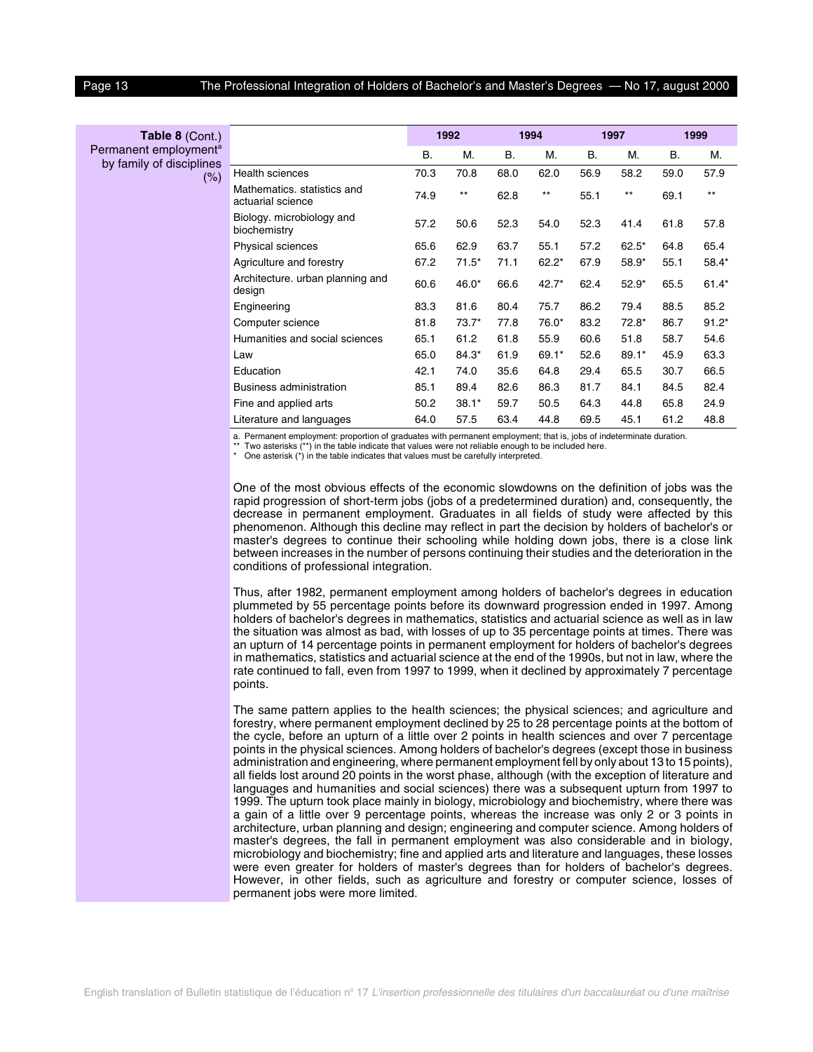**Table 8** (Cont.)
Permanent employment[a] by family of disciplines (%)

| | 1992 | | 1994 | | 1997 | | 1999 | |
|---|---|---|---|---|---|---|---|---|
| | B. | M. | B. | M. | B. | M. | B. | M. |
| Health sciences | 70.3 | 70.8 | 68.0 | 62.0 | 56.9 | 58.2 | 59.0 | 57.9 |
| Mathematics. statistics and actuarial science | 74.9 | ** | 62.8 | ** | 55.1 | ** | 69.1 | ** |
| Biology. microbiology and biochemistry | 57.2 | 50.6 | 52.3 | 54.0 | 52.3 | 41.4 | 61.8 | 57.8 |
| Physical sciences | 65.6 | 62.9 | 63.7 | 55.1 | 57.2 | 62.5* | 64.8 | 65.4 |
| Agriculture and forestry | 67.2 | 71.5* | 71.1 | 62.2* | 67.9 | 58.9* | 55.1 | 58.4* |
| Architecture. urban planning and design | 60.6 | 46.0* | 66.6 | 42.7* | 62.4 | 52.9* | 65.5 | 61.4* |
| Engineering | 83.3 | 81.6 | 80.4 | 75.7 | 86.2 | 79.4 | 88.5 | 85.2 |
| Computer science | 81.8 | 73.7* | 77.8 | 76.0* | 83.2 | 72.8* | 86.7 | 91.2* |
| Humanities and social sciences | 65.1 | 61.2 | 61.8 | 55.9 | 60.6 | 51.8 | 58.7 | 54.6 |
| Law | 65.0 | 84.3* | 61.9 | 69.1* | 52.6 | 89.1* | 45.9 | 63.3 |
| Education | 42.1 | 74.0 | 35.6 | 64.8 | 29.4 | 65.5 | 30.7 | 66.5 |
| Business administration | 85.1 | 89.4 | 82.6 | 86.3 | 81.7 | 84.1 | 84.5 | 82.4 |
| Fine and applied arts | 50.2 | 38.1* | 59.7 | 50.5 | 64.3 | 44.8 | 65.8 | 24.9 |
| Literature and languages | 64.0 | 57.5 | 63.4 | 44.8 | 69.5 | 45.1 | 61.2 | 48.8 |

a. Permanent employment: proportion of graduates with permanent employment; that is, jobs of indeterminate duration.
** Two asterisks (**) in the table indicate that values were not reliable enough to be included here.
* One asterisk (*) in the table indicates that values must be carefully interpreted.

One of the most obvious effects of the economic slowdowns on the definition of jobs was the rapid progression of short-term jobs (jobs of a predetermined duration) and, consequently, the decrease in permanent employment. Graduates in all fields of study were affected by this phenomenon. Although this decline may reflect in part the decision by holders of bachelor's or master's degrees to continue their schooling while holding down jobs, there is a close link between increases in the number of persons continuing their studies and the deterioration in the conditions of professional integration.

Thus, after 1982, permanent employment among holders of bachelor's degrees in education plummeted by 55 percentage points before its downward progression ended in 1997. Among holders of bachelor's degrees in mathematics, statistics and actuarial science as well as in law the situation was almost as bad, with losses of up to 35 percentage points at times. There was an upturn of 14 percentage points in permanent employment for holders of bachelor's degrees in mathematics, statistics and actuarial science at the end of the 1990s, but not in law, where the rate continued to fall, even from 1997 to 1999, when it declined by approximately 7 percentage points.

The same pattern applies to the health sciences; the physical sciences; and agriculture and forestry, where permanent employment declined by 25 to 28 percentage points at the bottom of the cycle, before an upturn of a little over 2 points in health sciences and over 7 percentage points in the physical sciences. Among holders of bachelor's degrees (except those in business administration and engineering, where permanent employment fell by only about 13 to 15 points), all fields lost around 20 points in the worst phase, although (with the exception of literature and languages and humanities and social sciences) there was a subsequent upturn from 1997 to 1999. The upturn took place mainly in biology, microbiology and biochemistry, where there was a gain of a little over 9 percentage points, whereas the increase was only 2 or 3 points in architecture, urban planning and design; engineering and computer science. Among holders of master's degrees, the fall in permanent employment was also considerable and in biology, microbiology and biochemistry; fine and applied arts and literature and languages, these losses were even greater for holders of master's degrees than for holders of bachelor's degrees. However, in other fields, such as agriculture and forestry or computer science, losses of permanent jobs were more limited.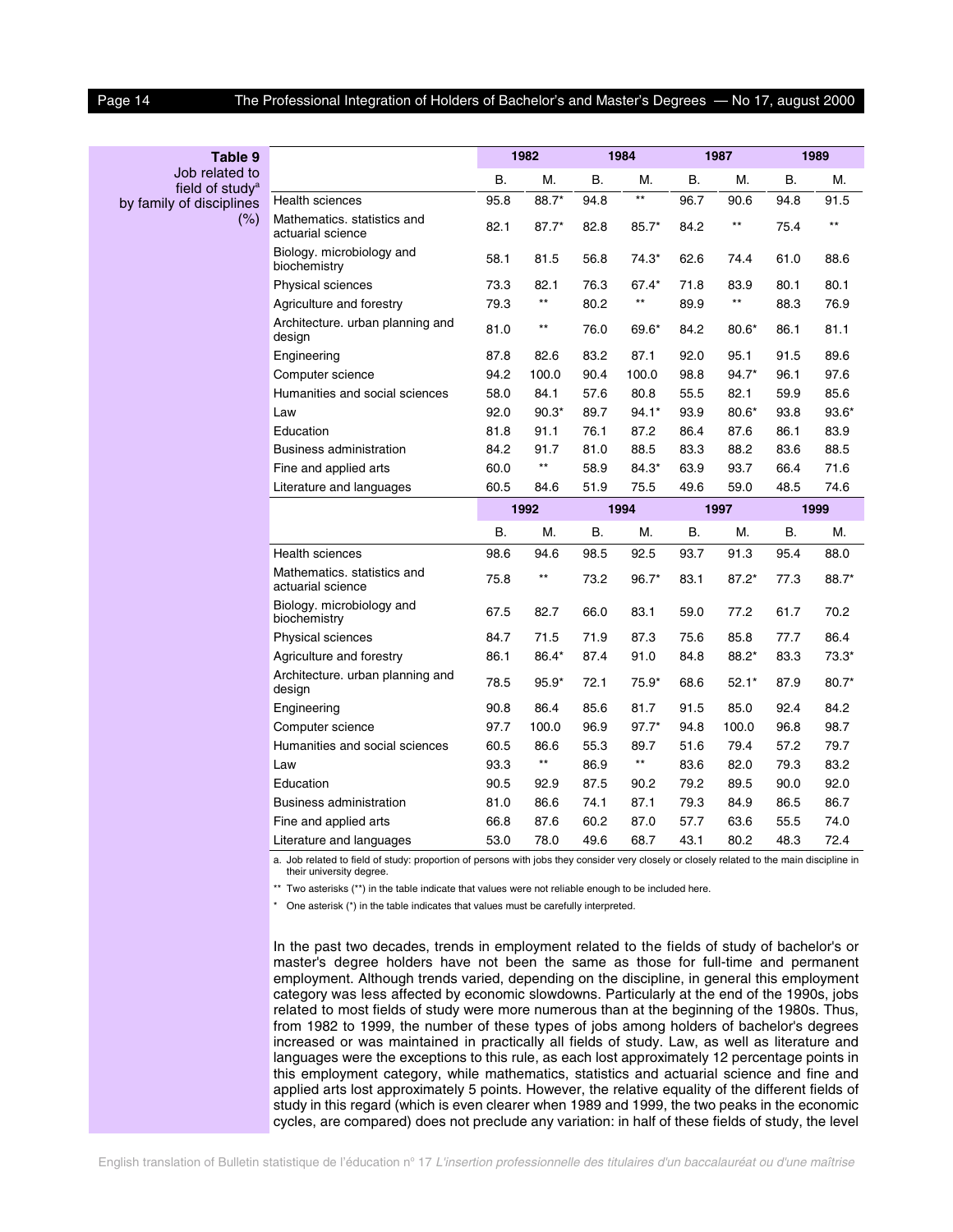**Table 9**
Job related to field of study[a] by family of disciplines (%)

| | 1982 | | 1984 | | 1987 | | 1989 | |
|---|---|---|---|---|---|---|---|---|
| | B. | M. | B. | M. | B. | M. | B. | M. |
| Health sciences | 95.8 | 88.7* | 94.8 | ** | 96.7 | 90.6 | 94.8 | 91.5 |
| Mathematics. statistics and actuarial science | 82.1 | 87.7* | 82.8 | 85.7* | 84.2 | ** | 75.4 | ** |
| Biology. microbiology and biochemistry | 58.1 | 81.5 | 56.8 | 74.3* | 62.6 | 74.4 | 61.0 | 88.6 |
| Physical sciences | 73.3 | 82.1 | 76.3 | 67.4* | 71.8 | 83.9 | 80.1 | 80.1 |
| Agriculture and forestry | 79.3 | ** | 80.2 | ** | 89.9 | ** | 88.3 | 76.9 |
| Architecture. urban planning and design | 81.0 | ** | 76.0 | 69.6* | 84.2 | 80.6* | 86.1 | 81.1 |
| Engineering | 87.8 | 82.6 | 83.2 | 87.1 | 92.0 | 95.1 | 91.5 | 89.6 |
| Computer science | 94.2 | 100.0 | 90.4 | 100.0 | 98.8 | 94.7* | 96.1 | 97.6 |
| Humanities and social sciences | 58.0 | 84.1 | 57.6 | 80.8 | 55.5 | 82.1 | 59.9 | 85.6 |
| Law | 92.0 | 90.3* | 89.7 | 94.1* | 93.9 | 80.6* | 93.8 | 93.6* |
| Education | 81.8 | 91.1 | 76.1 | 87.2 | 86.4 | 87.6 | 86.1 | 83.9 |
| Business administration | 84.2 | 91.7 | 81.0 | 88.5 | 83.3 | 88.2 | 83.6 | 88.5 |
| Fine and applied arts | 60.0 | ** | 58.9 | 84.3* | 63.9 | 93.7 | 66.4 | 71.6 |
| Literature and languages | 60.5 | 84.6 | 51.9 | 75.5 | 49.6 | 59.0 | 48.5 | 74.6 |
| | **1992** | | **1994** | | **1997** | | **1999** | |
| | B. | M. | B. | M. | B. | M. | B. | M. |
| Health sciences | 98.6 | 94.6 | 98.5 | 92.5 | 93.7 | 91.3 | 95.4 | 88.0 |
| Mathematics. statistics and actuarial science | 75.8 | ** | 73.2 | 96.7* | 83.1 | 87.2* | 77.3 | 88.7* |
| Biology. microbiology and biochemistry | 67.5 | 82.7 | 66.0 | 83.1 | 59.0 | 77.2 | 61.7 | 70.2 |
| Physical sciences | 84.7 | 71.5 | 71.9 | 87.3 | 75.6 | 85.8 | 77.7 | 86.4 |
| Agriculture and forestry | 86.1 | 86.4* | 87.4 | 91.0 | 84.8 | 88.2* | 83.3 | 73.3* |
| Architecture. urban planning and design | 78.5 | 95.9* | 72.1 | 75.9* | 68.6 | 52.1* | 87.9 | 80.7* |
| Engineering | 90.8 | 86.4 | 85.6 | 81.7 | 91.5 | 85.0 | 92.4 | 84.2 |
| Computer science | 97.7 | 100.0 | 96.9 | 97.7* | 94.8 | 100.0 | 96.8 | 98.7 |
| Humanities and social sciences | 60.5 | 86.6 | 55.3 | 89.7 | 51.6 | 79.4 | 57.2 | 79.7 |
| Law | 93.3 | ** | 86.9 | ** | 83.6 | 82.0 | 79.3 | 83.2 |
| Education | 90.5 | 92.9 | 87.5 | 90.2 | 79.2 | 89.5 | 90.0 | 92.0 |
| Business administration | 81.0 | 86.6 | 74.1 | 87.1 | 79.3 | 84.9 | 86.5 | 86.7 |
| Fine and applied arts | 66.8 | 87.6 | 60.2 | 87.0 | 57.7 | 63.6 | 55.5 | 74.0 |
| Literature and languages | 53.0 | 78.0 | 49.6 | 68.7 | 43.1 | 80.2 | 48.3 | 72.4 |

a. Job related to field of study: proportion of persons with jobs they consider very closely or closely related to the main discipline in their university degree.

** Two asterisks (**) in the table indicate that values were not reliable enough to be included here.

\* One asterisk (*) in the table indicates that values must be carefully interpreted.

In the past two decades, trends in employment related to the fields of study of bachelor's or master's degree holders have not been the same as those for full-time and permanent employment. Although trends varied, depending on the discipline, in general this employment category was less affected by economic slowdowns. Particularly at the end of the 1990s, jobs related to most fields of study were more numerous than at the beginning of the 1980s. Thus, from 1982 to 1999, the number of these types of jobs among holders of bachelor's degrees increased or was maintained in practically all fields of study. Law, as well as literature and languages were the exceptions to this rule, as each lost approximately 12 percentage points in this employment category, while mathematics, statistics and actuarial science and fine and applied arts lost approximately 5 points. However, the relative equality of the different fields of study in this regard (which is even clearer when 1989 and 1999, the two peaks in the economic cycles, are compared) does not preclude any variation: in half of these fields of study, the level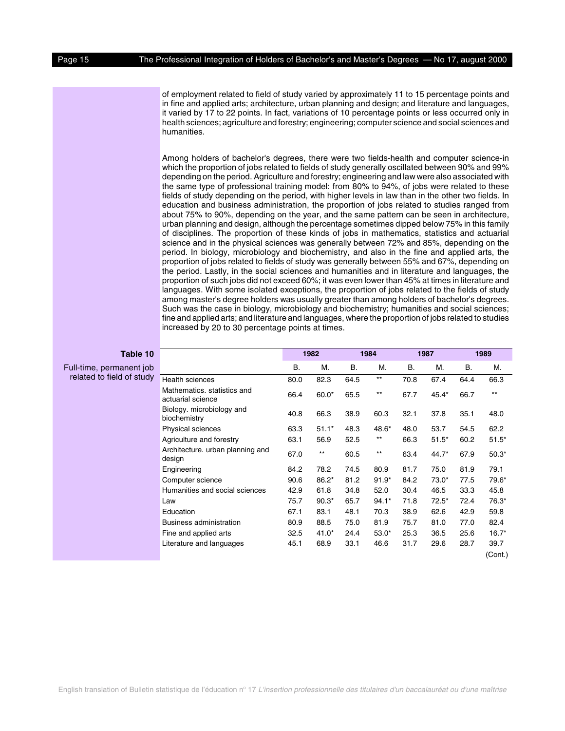of employment related to field of study varied by approximately 11 to 15 percentage points and in fine and applied arts; architecture, urban planning and design; and literature and languages, it varied by 17 to 22 points. In fact, variations of 10 percentage points or less occurred only in health sciences; agriculture and forestry; engineering; computer science and social sciences and humanities.

Among holders of bachelor's degrees, there were two fields-health and computer science-in which the proportion of jobs related to fields of study generally oscillated between 90% and 99% depending on the period. Agriculture and forestry; engineering and law were also associated with the same type of professional training model: from 80% to 94%, of jobs were related to these fields of study depending on the period, with higher levels in law than in the other two fields. In education and business administration, the proportion of jobs related to studies ranged from about 75% to 90%, depending on the year, and the same pattern can be seen in architecture, urban planning and design, although the percentage sometimes dipped below 75% in this family of disciplines. The proportion of these kinds of jobs in mathematics, statistics and actuarial science and in the physical sciences was generally between 72% and 85%, depending on the period. In biology, microbiology and biochemistry, and also in the fine and applied arts, the proportion of jobs related to fields of study was generally between 55% and 67%, depending on the period. Lastly, in the social sciences and humanities and in literature and languages, the proportion of such jobs did not exceed 60%; it was even lower than 45% at times in literature and languages. With some isolated exceptions, the proportion of jobs related to the fields of study among master's degree holders was usually greater than among holders of bachelor's degrees. Such was the case in biology, microbiology and biochemistry; humanities and social sciences; fine and applied arts; and literature and languages, where the proportion of jobs related to studies increased by 20 to 30 percentage points at times.

**Table 10**

Full-time, permanent job related to field of study

| | 1982 | | 1984 | | 1987 | | 1989 | |
|---|---|---|---|---|---|---|---|---|
| | B. | M. | B. | M. | B. | M. | B. | M. |
| Health sciences | 80.0 | 82.3 | 64.5 | ** | 70.8 | 67.4 | 64.4 | 66.3 |
| Mathematics. statistics and actuarial science | 66.4 | 60.0* | 65.5 | ** | 67.7 | 45.4* | 66.7 | ** |
| Biology. microbiology and biochemistry | 40.8 | 66.3 | 38.9 | 60.3 | 32.1 | 37.8 | 35.1 | 48.0 |
| Physical sciences | 63.3 | 51.1* | 48.3 | 48.6* | 48.0 | 53.7 | 54.5 | 62.2 |
| Agriculture and forestry | 63.1 | 56.9 | 52.5 | ** | 66.3 | 51.5* | 60.2 | 51.5* |
| Architecture. urban planning and design | 67.0 | ** | 60.5 | ** | 63.4 | 44.7* | 67.9 | 50.3* |
| Engineering | 84.2 | 78.2 | 74.5 | 80.9 | 81.7 | 75.0 | 81.9 | 79.1 |
| Computer science | 90.6 | 86.2* | 81.2 | 91.9* | 84.2 | 73.0* | 77.5 | 79.6* |
| Humanities and social sciences | 42.9 | 61.8 | 34.8 | 52.0 | 30.4 | 46.5 | 33.3 | 45.8 |
| Law | 75.7 | 90.3* | 65.7 | 94.1* | 71.8 | 72.5* | 72.4 | 76.3* |
| Education | 67.1 | 83.1 | 48.1 | 70.3 | 38.9 | 62.6 | 42.9 | 59.8 |
| Business administration | 80.9 | 88.5 | 75.0 | 81.9 | 75.7 | 81.0 | 77.0 | 82.4 |
| Fine and applied arts | 32.5 | 41.0* | 24.4 | 53.0* | 25.3 | 36.5 | 25.6 | 16.7* |
| Literature and languages | 45.1 | 68.9 | 33.1 | 46.6 | 31.7 | 29.6 | 28.7 | 39.7 |

(Cont.)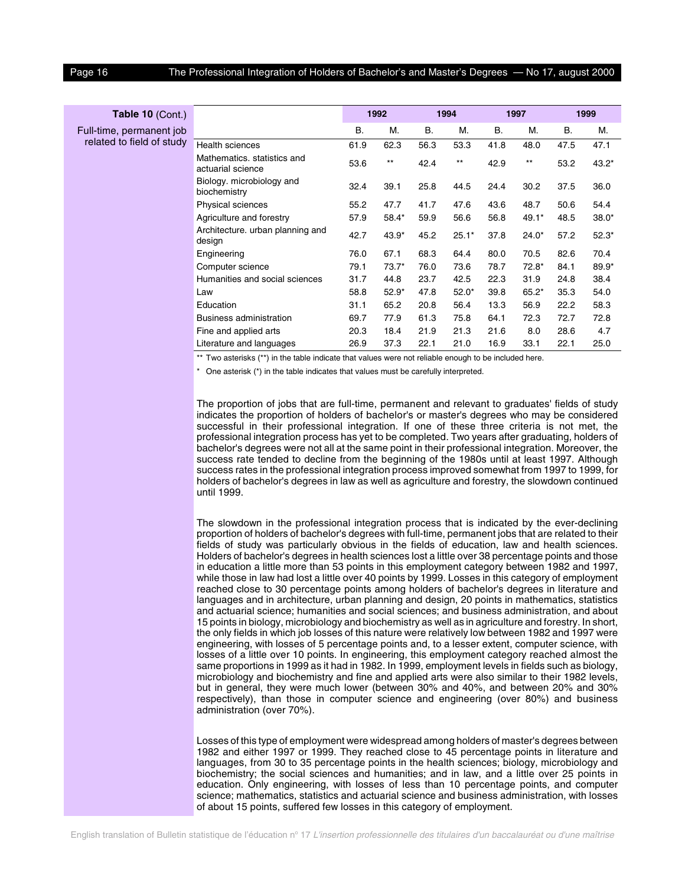**Table 10** (Cont.)

Full-time, permanent job related to field of study

| | 1992 | | 1994 | | 1997 | | 1999 | |
|---|---|---|---|---|---|---|---|---|
| | B. | M. | B. | M. | B. | M. | B. | M. |
| Health sciences | 61.9 | 62.3 | 56.3 | 53.3 | 41.8 | 48.0 | 47.5 | 47.1 |
| Mathematics. statistics and actuarial science | 53.6 | ** | 42.4 | ** | 42.9 | ** | 53.2 | 43.2* |
| Biology. microbiology and biochemistry | 32.4 | 39.1 | 25.8 | 44.5 | 24.4 | 30.2 | 37.5 | 36.0 |
| Physical sciences | 55.2 | 47.7 | 41.7 | 47.6 | 43.6 | 48.7 | 50.6 | 54.4 |
| Agriculture and forestry | 57.9 | 58.4* | 59.9 | 56.6 | 56.8 | 49.1* | 48.5 | 38.0* |
| Architecture. urban planning and design | 42.7 | 43.9* | 45.2 | 25.1* | 37.8 | 24.0* | 57.2 | 52.3* |
| Engineering | 76.0 | 67.1 | 68.3 | 64.4 | 80.0 | 70.5 | 82.6 | 70.4 |
| Computer science | 79.1 | 73.7* | 76.0 | 73.6 | 78.7 | 72.8* | 84.1 | 89.9* |
| Humanities and social sciences | 31.7 | 44.8 | 23.7 | 42.5 | 22.3 | 31.9 | 24.8 | 38.4 |
| Law | 58.8 | 52.9* | 47.8 | 52.0* | 39.8 | 65.2* | 35.3 | 54.0 |
| Education | 31.1 | 65.2 | 20.8 | 56.4 | 13.3 | 56.9 | 22.2 | 58.3 |
| Business administration | 69.7 | 77.9 | 61.3 | 75.8 | 64.1 | 72.3 | 72.7 | 72.8 |
| Fine and applied arts | 20.3 | 18.4 | 21.9 | 21.3 | 21.6 | 8.0 | 28.6 | 4.7 |
| Literature and languages | 26.9 | 37.3 | 22.1 | 21.0 | 16.9 | 33.1 | 22.1 | 25.0 |

** Two asterisks (**) in the table indicate that values were not reliable enough to be included here.

\* One asterisk (*) in the table indicates that values must be carefully interpreted.

The proportion of jobs that are full-time, permanent and relevant to graduates' fields of study indicates the proportion of holders of bachelor's or master's degrees who may be considered successful in their professional integration. If one of these three criteria is not met, the professional integration process has yet to be completed. Two years after graduating, holders of bachelor's degrees were not all at the same point in their professional integration. Moreover, the success rate tended to decline from the beginning of the 1980s until at least 1997. Although success rates in the professional integration process improved somewhat from 1997 to 1999, for holders of bachelor's degrees in law as well as agriculture and forestry, the slowdown continued until 1999.

The slowdown in the professional integration process that is indicated by the ever-declining proportion of holders of bachelor's degrees with full-time, permanent jobs that are related to their fields of study was particularly obvious in the fields of education, law and health sciences. Holders of bachelor's degrees in health sciences lost a little over 38 percentage points and those in education a little more than 53 points in this employment category between 1982 and 1997, while those in law had lost a little over 40 points by 1999. Losses in this category of employment reached close to 30 percentage points among holders of bachelor's degrees in literature and languages and in architecture, urban planning and design, 20 points in mathematics, statistics and actuarial science; humanities and social sciences; and business administration, and about 15 points in biology, microbiology and biochemistry as well as in agriculture and forestry. In short, the only fields in which job losses of this nature were relatively low between 1982 and 1997 were engineering, with losses of 5 percentage points and, to a lesser extent, computer science, with losses of a little over 10 points. In engineering, this employment category reached almost the same proportions in 1999 as it had in 1982. In 1999, employment levels in fields such as biology, microbiology and biochemistry and fine and applied arts were also similar to their 1982 levels, but in general, they were much lower (between 30% and 40%, and between 20% and 30% respectively), than those in computer science and engineering (over 80%) and business administration (over 70%).

Losses of this type of employment were widespread among holders of master's degrees between 1982 and either 1997 or 1999. They reached close to 45 percentage points in literature and languages, from 30 to 35 percentage points in the health sciences; biology, microbiology and biochemistry; the social sciences and humanities; and in law, and a little over 25 points in education. Only engineering, with losses of less than 10 percentage points, and computer science; mathematics, statistics and actuarial science and business administration, with losses of about 15 points, suffered few losses in this category of employment.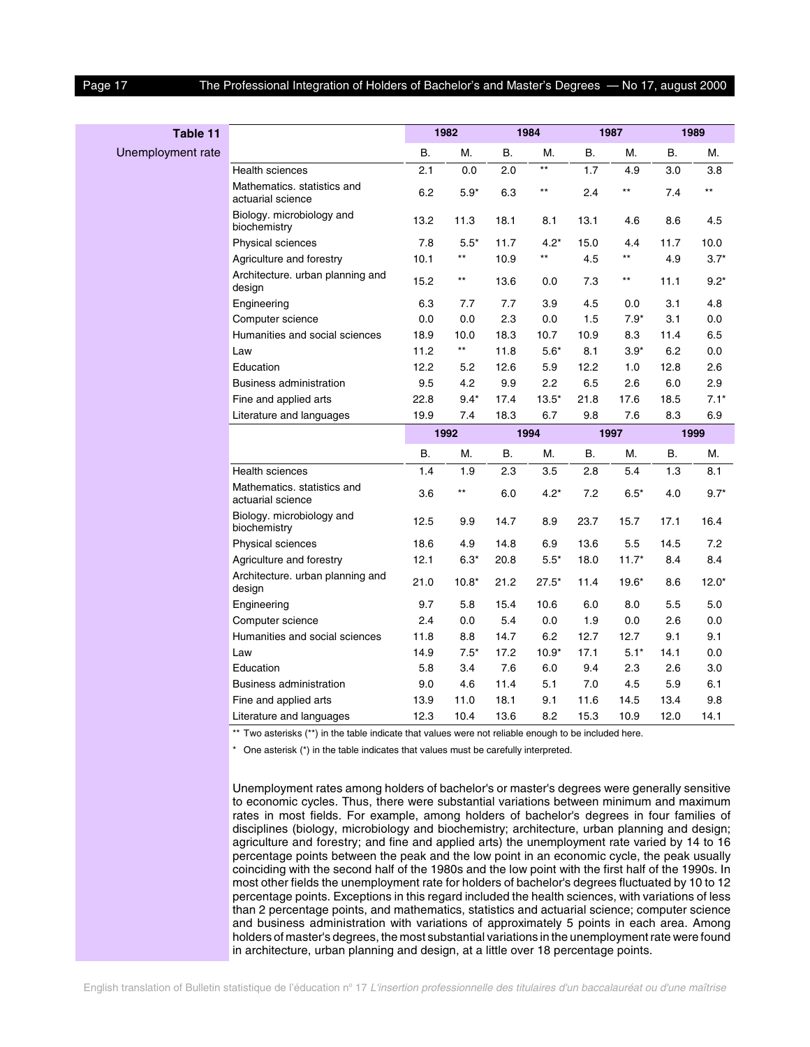**Table 11**

Unemployment rate

| | 1982 | | 1984 | | 1987 | | 1989 | |
|---|---|---|---|---|---|---|---|---|
| | B. | M. | B. | M. | B. | M. | B. | M. |
| Health sciences | 2.1 | 0.0 | 2.0 | ** | 1.7 | 4.9 | 3.0 | 3.8 |
| Mathematics. statistics and actuarial science | 6.2 | 5.9* | 6.3 | ** | 2.4 | ** | 7.4 | ** |
| Biology. microbiology and biochemistry | 13.2 | 11.3 | 18.1 | 8.1 | 13.1 | 4.6 | 8.6 | 4.5 |
| Physical sciences | 7.8 | 5.5* | 11.7 | 4.2* | 15.0 | 4.4 | 11.7 | 10.0 |
| Agriculture and forestry | 10.1 | ** | 10.9 | ** | 4.5 | ** | 4.9 | 3.7* |
| Architecture. urban planning and design | 15.2 | ** | 13.6 | 0.0 | 7.3 | ** | 11.1 | 9.2* |
| Engineering | 6.3 | 7.7 | 7.7 | 3.9 | 4.5 | 0.0 | 3.1 | 4.8 |
| Computer science | 0.0 | 0.0 | 2.3 | 0.0 | 1.5 | 7.9* | 3.1 | 0.0 |
| Humanities and social sciences | 18.9 | 10.0 | 18.3 | 10.7 | 10.9 | 8.3 | 11.4 | 6.5 |
| Law | 11.2 | ** | 11.8 | 5.6* | 8.1 | 3.9* | 6.2 | 0.0 |
| Education | 12.2 | 5.2 | 12.6 | 5.9 | 12.2 | 1.0 | 12.8 | 2.6 |
| Business administration | 9.5 | 4.2 | 9.9 | 2.2 | 6.5 | 2.6 | 6.0 | 2.9 |
| Fine and applied arts | 22.8 | 9.4* | 17.4 | 13.5* | 21.8 | 17.6 | 18.5 | 7.1* |
| Literature and languages | 19.9 | 7.4 | 18.3 | 6.7 | 9.8 | 7.6 | 8.3 | 6.9 |
| | **1992** | | **1994** | | **1997** | | **1999** | |
| | B. | M. | B. | M. | B. | M. | B. | M. |
| Health sciences | 1.4 | 1.9 | 2.3 | 3.5 | 2.8 | 5.4 | 1.3 | 8.1 |
| Mathematics. statistics and actuarial science | 3.6 | ** | 6.0 | 4.2* | 7.2 | 6.5* | 4.0 | 9.7* |
| Biology. microbiology and biochemistry | 12.5 | 9.9 | 14.7 | 8.9 | 23.7 | 15.7 | 17.1 | 16.4 |
| Physical sciences | 18.6 | 4.9 | 14.8 | 6.9 | 13.6 | 5.5 | 14.5 | 7.2 |
| Agriculture and forestry | 12.1 | 6.3* | 20.8 | 5.5* | 18.0 | 11.7* | 8.4 | 8.4 |
| Architecture. urban planning and design | 21.0 | 10.8* | 21.2 | 27.5* | 11.4 | 19.6* | 8.6 | 12.0* |
| Engineering | 9.7 | 5.8 | 15.4 | 10.6 | 6.0 | 8.0 | 5.5 | 5.0 |
| Computer science | 2.4 | 0.0 | 5.4 | 0.0 | 1.9 | 0.0 | 2.6 | 0.0 |
| Humanities and social sciences | 11.8 | 8.8 | 14.7 | 6.2 | 12.7 | 12.7 | 9.1 | 9.1 |
| Law | 14.9 | 7.5* | 17.2 | 10.9* | 17.1 | 5.1* | 14.1 | 0.0 |
| Education | 5.8 | 3.4 | 7.6 | 6.0 | 9.4 | 2.3 | 2.6 | 3.0 |
| Business administration | 9.0 | 4.6 | 11.4 | 5.1 | 7.0 | 4.5 | 5.9 | 6.1 |
| Fine and applied arts | 13.9 | 11.0 | 18.1 | 9.1 | 11.6 | 14.5 | 13.4 | 9.8 |
| Literature and languages | 12.3 | 10.4 | 13.6 | 8.2 | 15.3 | 10.9 | 12.0 | 14.1 |

** Two asterisks (**) in the table indicate that values were not reliable enough to be included here.

\* One asterisk (*) in the table indicates that values must be carefully interpreted.

Unemployment rates among holders of bachelor's or master's degrees were generally sensitive to economic cycles. Thus, there were substantial variations between minimum and maximum rates in most fields. For example, among holders of bachelor's degrees in four families of disciplines (biology, microbiology and biochemistry; architecture, urban planning and design; agriculture and forestry; and fine and applied arts) the unemployment rate varied by 14 to 16 percentage points between the peak and the low point in an economic cycle, the peak usually coinciding with the second half of the 1980s and the low point with the first half of the 1990s. In most other fields the unemployment rate for holders of bachelor's degrees fluctuated by 10 to 12 percentage points. Exceptions in this regard included the health sciences, with variations of less than 2 percentage points, and mathematics, statistics and actuarial science; computer science and business administration with variations of approximately 5 points in each area. Among holders of master's degrees, the most substantial variations in the unemployment rate were found in architecture, urban planning and design, at a little over 18 percentage points.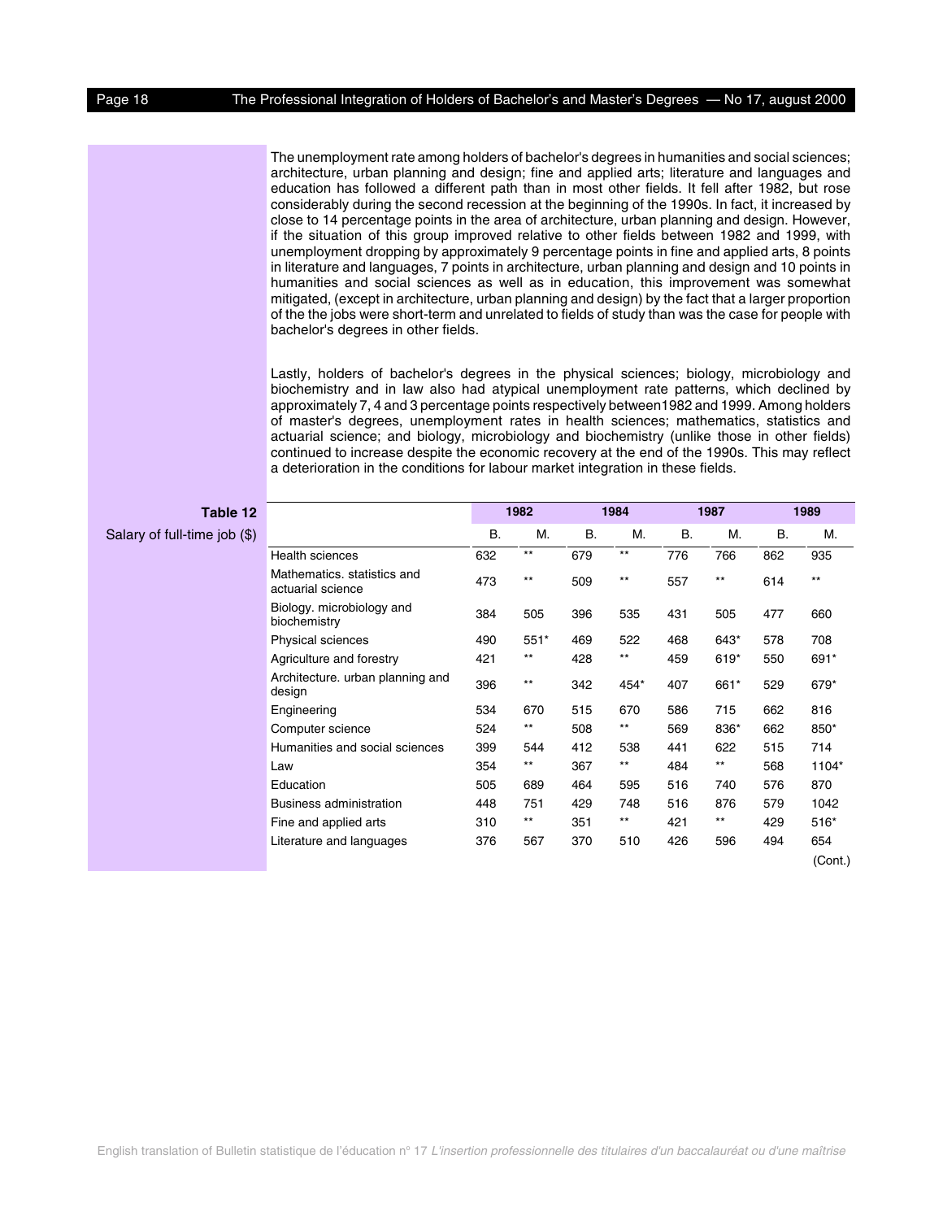The unemployment rate among holders of bachelor's degrees in humanities and social sciences; architecture, urban planning and design; fine and applied arts; literature and languages and education has followed a different path than in most other fields. It fell after 1982, but rose considerably during the second recession at the beginning of the 1990s. In fact, it increased by close to 14 percentage points in the area of architecture, urban planning and design. However, if the situation of this group improved relative to other fields between 1982 and 1999, with unemployment dropping by approximately 9 percentage points in fine and applied arts, 8 points in literature and languages, 7 points in architecture, urban planning and design and 10 points in humanities and social sciences as well as in education, this improvement was somewhat mitigated, (except in architecture, urban planning and design) by the fact that a larger proportion of the the jobs were short-term and unrelated to fields of study than was the case for people with bachelor's degrees in other fields.

Lastly, holders of bachelor's degrees in the physical sciences; biology, microbiology and biochemistry and in law also had atypical unemployment rate patterns, which declined by approximately 7, 4 and 3 percentage points respectively between1982 and 1999. Among holders of master's degrees, unemployment rates in health sciences; mathematics, statistics and actuarial science; and biology, microbiology and biochemistry (unlike those in other fields) continued to increase despite the economic recovery at the end of the 1990s. This may reflect a deterioration in the conditions for labour market integration in these fields.

**Table 12**

Salary of full-time job ($)

| | 1982 | | 1984 | | 1987 | | 1989 | |
|---|---|---|---|---|---|---|---|---|
| | B. | M. | B. | M. | B. | M. | B. | M. |
| Health sciences | 632 | ** | 679 | ** | 776 | 766 | 862 | 935 |
| Mathematics. statistics and actuarial science | 473 | ** | 509 | ** | 557 | ** | 614 | ** |
| Biology. microbiology and biochemistry | 384 | 505 | 396 | 535 | 431 | 505 | 477 | 660 |
| Physical sciences | 490 | 551* | 469 | 522 | 468 | 643* | 578 | 708 |
| Agriculture and forestry | 421 | ** | 428 | ** | 459 | 619* | 550 | 691* |
| Architecture. urban planning and design | 396 | ** | 342 | 454* | 407 | 661* | 529 | 679* |
| Engineering | 534 | 670 | 515 | 670 | 586 | 715 | 662 | 816 |
| Computer science | 524 | ** | 508 | ** | 569 | 836* | 662 | 850* |
| Humanities and social sciences | 399 | 544 | 412 | 538 | 441 | 622 | 515 | 714 |
| Law | 354 | ** | 367 | ** | 484 | ** | 568 | 1104* |
| Education | 505 | 689 | 464 | 595 | 516 | 740 | 576 | 870 |
| Business administration | 448 | 751 | 429 | 748 | 516 | 876 | 579 | 1042 |
| Fine and applied arts | 310 | ** | 351 | ** | 421 | ** | 429 | 516* |
| Literature and languages | 376 | 567 | 370 | 510 | 426 | 596 | 494 | 654 |

(Cont.)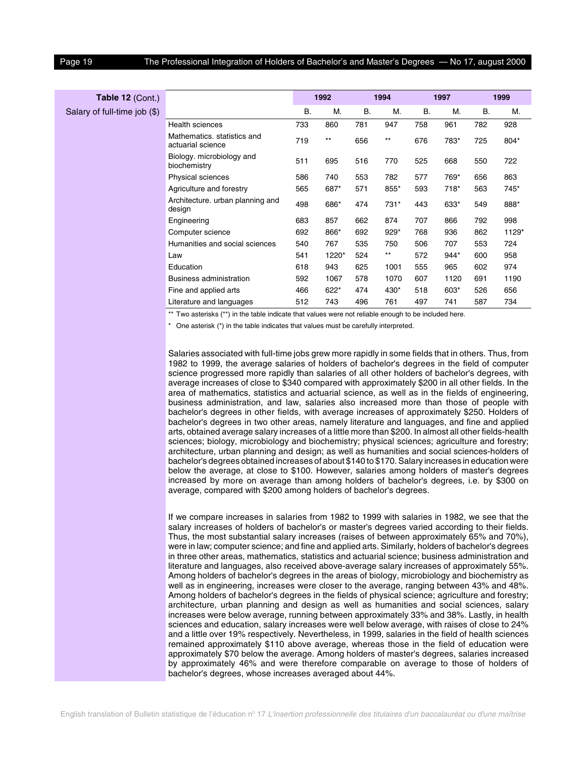**Table 12** (Cont.)
Salary of full-time job ($)

| | 1992 | | 1994 | | 1997 | | 1999 | |
|---|---|---|---|---|---|---|---|---|
| | B. | M. | B. | M. | B. | M. | B. | M. |
| Health sciences | 733 | 860 | 781 | 947 | 758 | 961 | 782 | 928 |
| Mathematics. statistics and actuarial science | 719 | ** | 656 | ** | 676 | 783* | 725 | 804* |
| Biology. microbiology and biochemistry | 511 | 695 | 516 | 770 | 525 | 668 | 550 | 722 |
| Physical sciences | 586 | 740 | 553 | 782 | 577 | 769* | 656 | 863 |
| Agriculture and forestry | 565 | 687* | 571 | 855* | 593 | 718* | 563 | 745* |
| Architecture. urban planning and design | 498 | 686* | 474 | 731* | 443 | 633* | 549 | 888* |
| Engineering | 683 | 857 | 662 | 874 | 707 | 866 | 792 | 998 |
| Computer science | 692 | 866* | 692 | 929* | 768 | 936 | 862 | 1129* |
| Humanities and social sciences | 540 | 767 | 535 | 750 | 506 | 707 | 553 | 724 |
| Law | 541 | 1220* | 524 | ** | 572 | 944* | 600 | 958 |
| Education | 618 | 943 | 625 | 1001 | 555 | 965 | 602 | 974 |
| Business administration | 592 | 1067 | 578 | 1070 | 607 | 1120 | 691 | 1190 |
| Fine and applied arts | 466 | 622* | 474 | 430* | 518 | 603* | 526 | 656 |
| Literature and languages | 512 | 743 | 496 | 761 | 497 | 741 | 587 | 734 |

** Two asterisks (**) in the table indicate that values were not reliable enough to be included here.

* One asterisk (*) in the table indicates that values must be carefully interpreted.

Salaries associated with full-time jobs grew more rapidly in some fields that in others. Thus, from 1982 to 1999, the average salaries of holders of bachelor's degrees in the field of computer science progressed more rapidly than salaries of all other holders of bachelor's degrees, with average increases of close to $340 compared with approximately $200 in all other fields. In the area of mathematics, statistics and actuarial science, as well as in the fields of engineering, business administration, and law, salaries also increased more than those of people with bachelor's degrees in other fields, with average increases of approximately $250. Holders of bachelor's degrees in two other areas, namely literature and languages, and fine and applied arts, obtained average salary increases of a little more than $200. In almost all other fields-health sciences; biology, microbiology and biochemistry; physical sciences; agriculture and forestry; architecture, urban planning and design; as well as humanities and social sciences-holders of bachelor's degrees obtained increases of about $140 to $170. Salary increases in education were below the average, at close to $100. However, salaries among holders of master's degrees increased by more on average than among holders of bachelor's degrees, i.e. by $300 on average, compared with $200 among holders of bachelor's degrees.

If we compare increases in salaries from 1982 to 1999 with salaries in 1982, we see that the salary increases of holders of bachelor's or master's degrees varied according to their fields. Thus, the most substantial salary increases (raises of between approximately 65% and 70%), were in law; computer science; and fine and applied arts. Similarly, holders of bachelor's degrees in three other areas, mathematics, statistics and actuarial science; business administration and literature and languages, also received above-average salary increases of approximately 55%. Among holders of bachelor's degrees in the areas of biology, microbiology and biochemistry as well as in engineering, increases were closer to the average, ranging between 43% and 48%. Among holders of bachelor's degrees in the fields of physical science; agriculture and forestry; architecture, urban planning and design as well as humanities and social sciences, salary increases were below average, running between approximately 33% and 38%. Lastly, in health sciences and education, salary increases were well below average, with raises of close to 24% and a little over 19% respectively. Nevertheless, in 1999, salaries in the field of health sciences remained approximately $110 above average, whereas those in the field of education were approximately $70 below the average. Among holders of master's degrees, salaries increased by approximately 46% and were therefore comparable on average to those of holders of bachelor's degrees, whose increases averaged about 44%.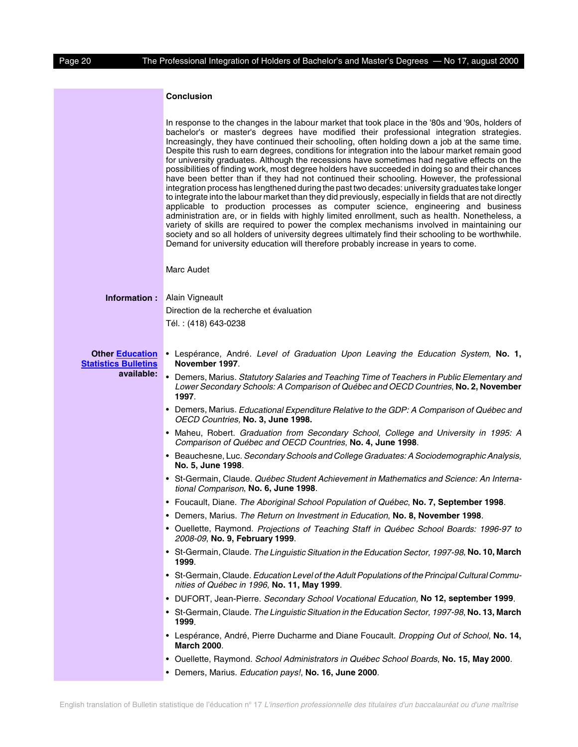## Conclusion

In response to the changes in the labour market that took place in the '80s and '90s, holders of bachelor's or master's degrees have modified their professional integration strategies. Increasingly, they have continued their schooling, often holding down a job at the same time. Despite this rush to earn degrees, conditions for integration into the labour market remain good for university graduates. Although the recessions have sometimes had negative effects on the possibilities of finding work, most degree holders have succeeded in doing so and their chances have been better than if they had not continued their schooling. However, the professional integration process has lengthened during the past two decades: university graduates take longer to integrate into the labour market than they did previously, especially in fields that are not directly applicable to production processes as computer science, engineering and business administration are, or in fields with highly limited enrollment, such as health. Nonetheless, a variety of skills are required to power the complex mechanisms involved in maintaining our society and so all holders of university degrees ultimately find their schooling to be worthwhile. Demand for university education will therefore probably increase in years to come.

Marc Audet

**Information :** Alain Vigneault
Direction de la recherche et évaluation
Tél. : (418) 643-0238

**Other Education Statistics Bulletins available:**

- Lespérance, André. *Level of Graduation Upon Leaving the Education System*, **No. 1, November 1997**.
- Demers, Marius. *Statutory Salaries and Teaching Time of Teachers in Public Elementary and Lower Secondary Schools: A Comparison of Québec and OECD Countries*, **No. 2, November 1997**.
- Demers, Marius. *Educational Expenditure Relative to the GDP: A Comparison of Québec and OECD Countries,* **No. 3, June 1998.**
- Maheu, Robert. *Graduation from Secondary School, College and University in 1995: A Comparison of Québec and OECD Countries*, **No. 4, June 1998**.
- Beauchesne, Luc. *Secondary Schools and College Graduates: A Sociodemographic Analysis,* **No. 5, June 1998**.
- St-Germain, Claude. *Québec Student Achievement in Mathematics and Science: An International Comparison*, **No. 6, June 1998**.
- Foucault, Diane. *The Aboriginal School Population of Québec*, **No. 7, September 1998**.
- Demers, Marius. *The Return on Investment in Education*, **No. 8, November 1998**.
- Ouellette, Raymond. *Projections of Teaching Staff in Québec School Boards: 1996-97 to 2008-09*, **No. 9, February 1999**.
- St-Germain, Claude. *The Linguistic Situation in the Education Sector, 1997-98*, **No. 10, March 1999**.
- St-Germain, Claude. *Education Level of the Adult Populations of the Principal Cultural Communities of Québec in 1996*, **No. 11, May 1999**.
- DUFORT, Jean-Pierre. *Secondary School Vocational Education,* **No 12, september 1999**.
- St-Germain, Claude. *The Linguistic Situation in the Education Sector, 1997-98*, **No. 13, March 1999**.
- Lespérance, André, Pierre Ducharme and Diane Foucault. *Dropping Out of School*, **No. 14, March 2000**.
- Ouellette, Raymond. *School Administrators in Québec School Boards*, **No. 15, May 2000**.
- Demers, Marius. *Education pays!*, **No. 16, June 2000**.

English translation of Bulletin statistique de l'éducation n° 17 *L'insertion professionnelle des titulaires d'un baccalauréat ou d'une maîtrise*